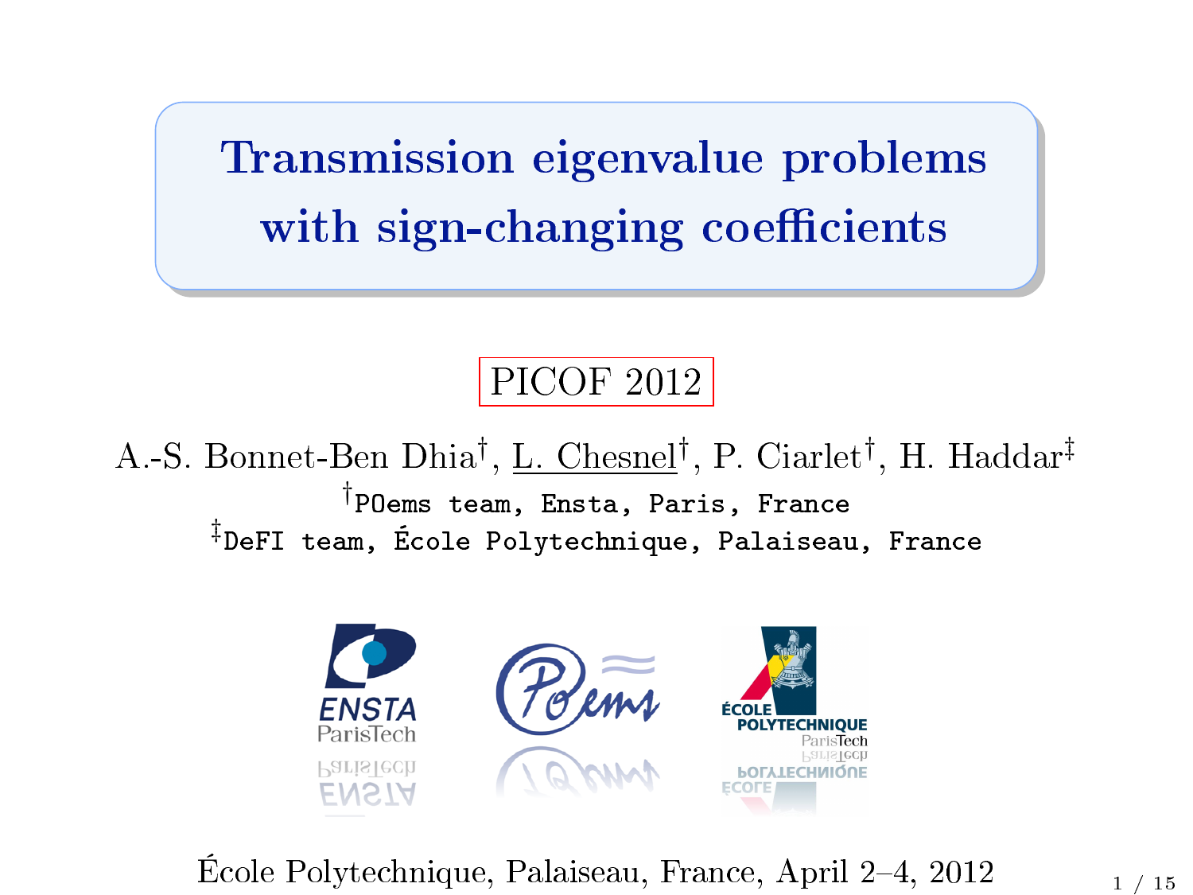# Transmission eigenvalue problems with sign-changing coefficients

PICOF 2012

A.-S. Bonnet-Ben Dhia[†], L. Chesnel[†], P. Ciarlet[†], H. Haddar[‡]

[†]POems team, Ensta, Paris, France

[‡]DeFI team, École Polytechnique, Palaiseau, France

École Polytechnique, Palaiseau, France, April 2–4, 2012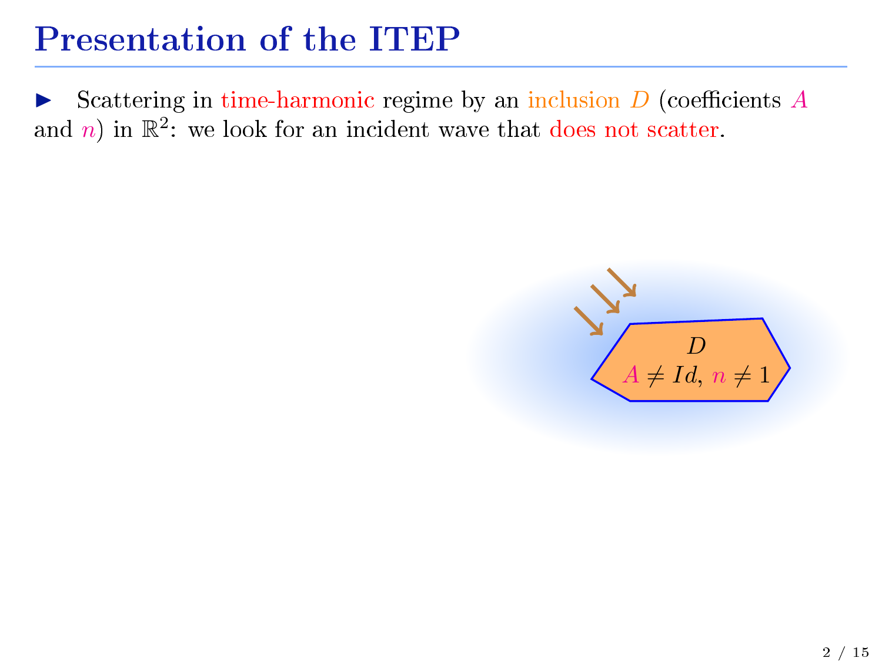# Presentation of the ITEP

- Scattering in time-harmonic regime by an inclusion $D$ (coefficients $A$ and $n$) in $\mathbb{R}^2$: we look for an incident wave that does not scatter.

$D$

$A \neq Id$, $n \neq 1$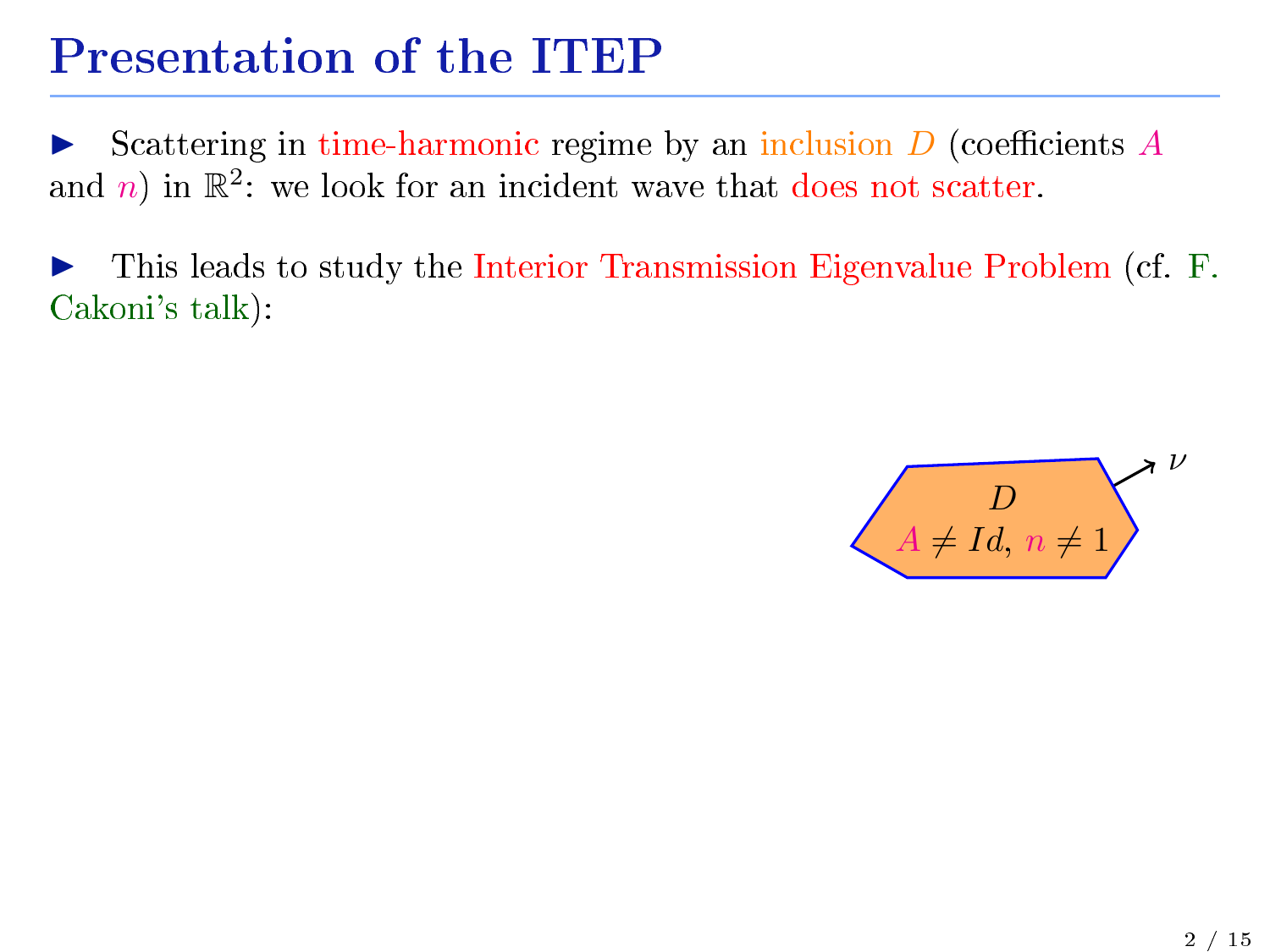# Presentation of the ITEP

- Scattering in time-harmonic regime by an inclusion $D$ (coefficients $A$ and $n$) in $\mathbb{R}^2$: we look for an incident wave that does not scatter.

- This leads to study the Interior Transmission Eigenvalue Problem (cf. F. Cakoni's talk):

$D$

$A \neq Id$, $n \neq 1$

$\nu$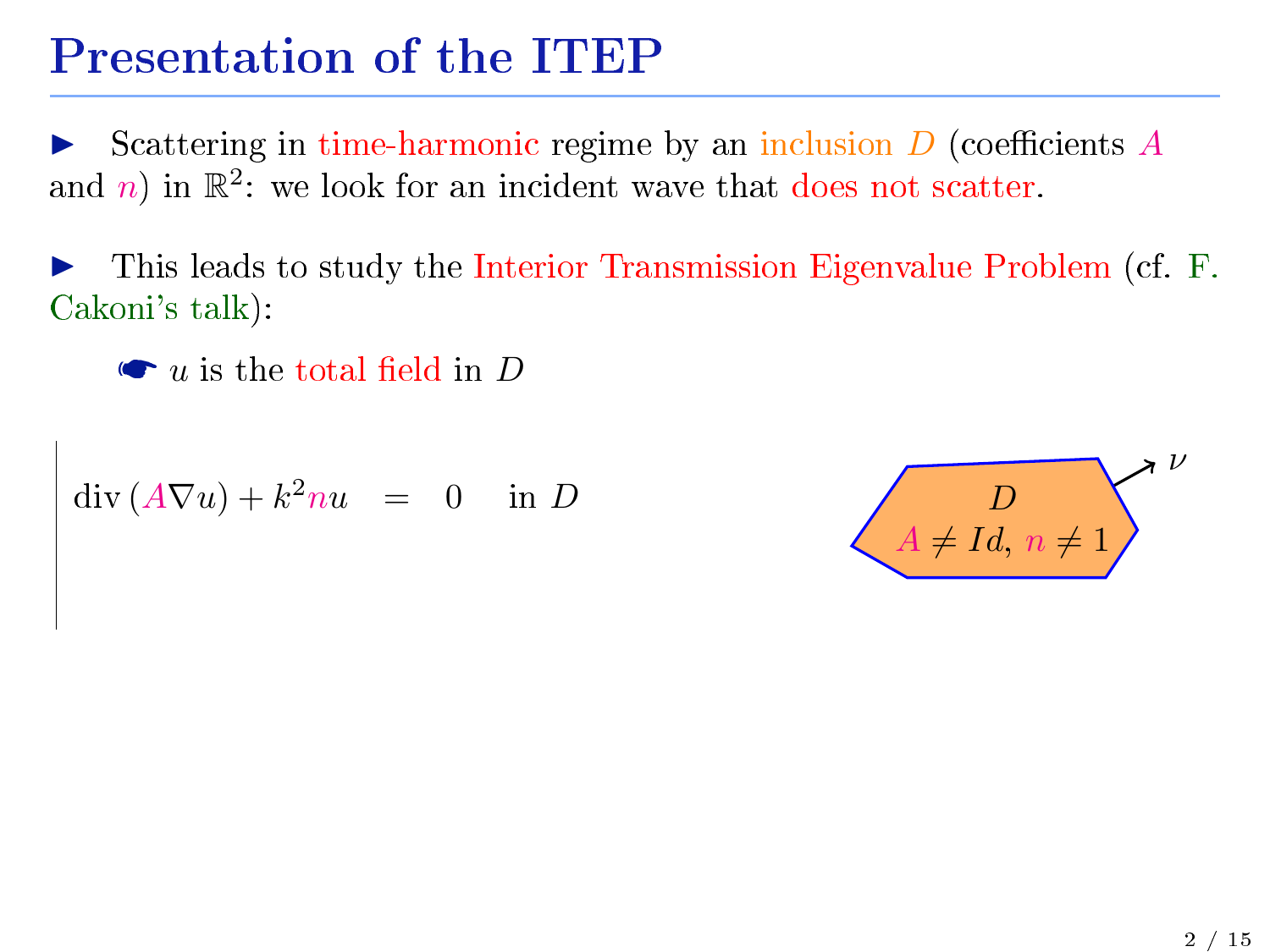# Presentation of the ITEP

► Scattering in time-harmonic regime by an inclusion $D$ (coefficients $A$ and $n$) in $\mathbb{R}^2$: we look for an incident wave that does not scatter.

► This leads to study the Interior Transmission Eigenvalue Problem (cf. F. Cakoni's talk):

☛ $u$ is the total field in $D$

$$\operatorname{div}(A\nabla u) + k^2 n u \quad = \quad 0 \quad \text{in } D$$

$D$

$A \neq Id$, $n \neq 1$

$\nu$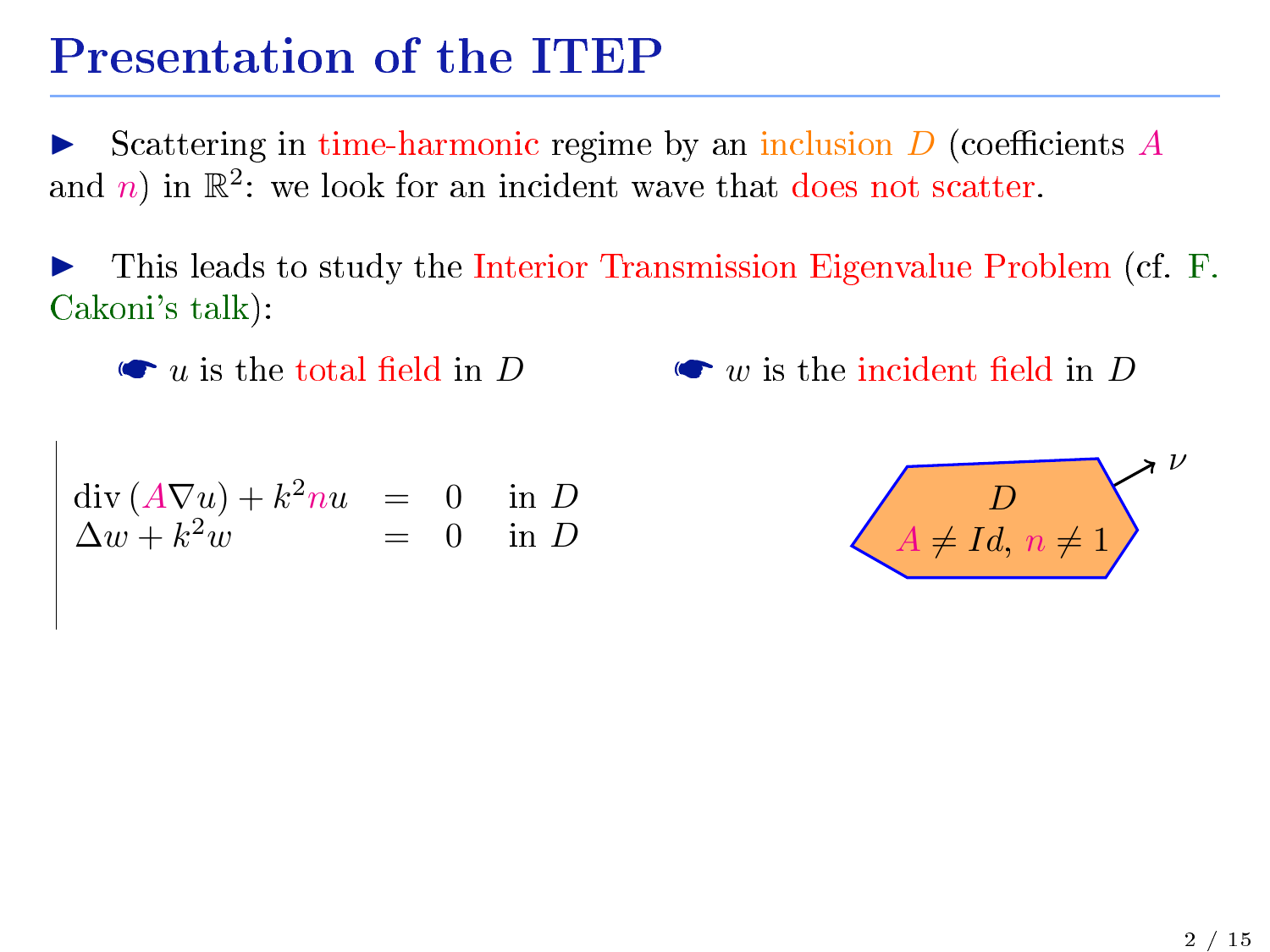# Presentation of the ITEP

- Scattering in time-harmonic regime by an inclusion $D$ (coefficients $A$ and $n$) in $\mathbb{R}^2$: we look for an incident wave that does not scatter.

- This leads to study the Interior Transmission Eigenvalue Problem (cf. F. Cakoni's talk):

☛ $u$ is the total field in $D$ ☛ $w$ is the incident field in $D$

$$
\begin{array}{lcll}
\operatorname{div}(A\nabla u) + k^2 n u & = & 0 & \text{in } D \\
\Delta w + k^2 w & = & 0 & \text{in } D
\end{array}
$$

$D$

$A \neq Id$, $n \neq 1$

$\nu$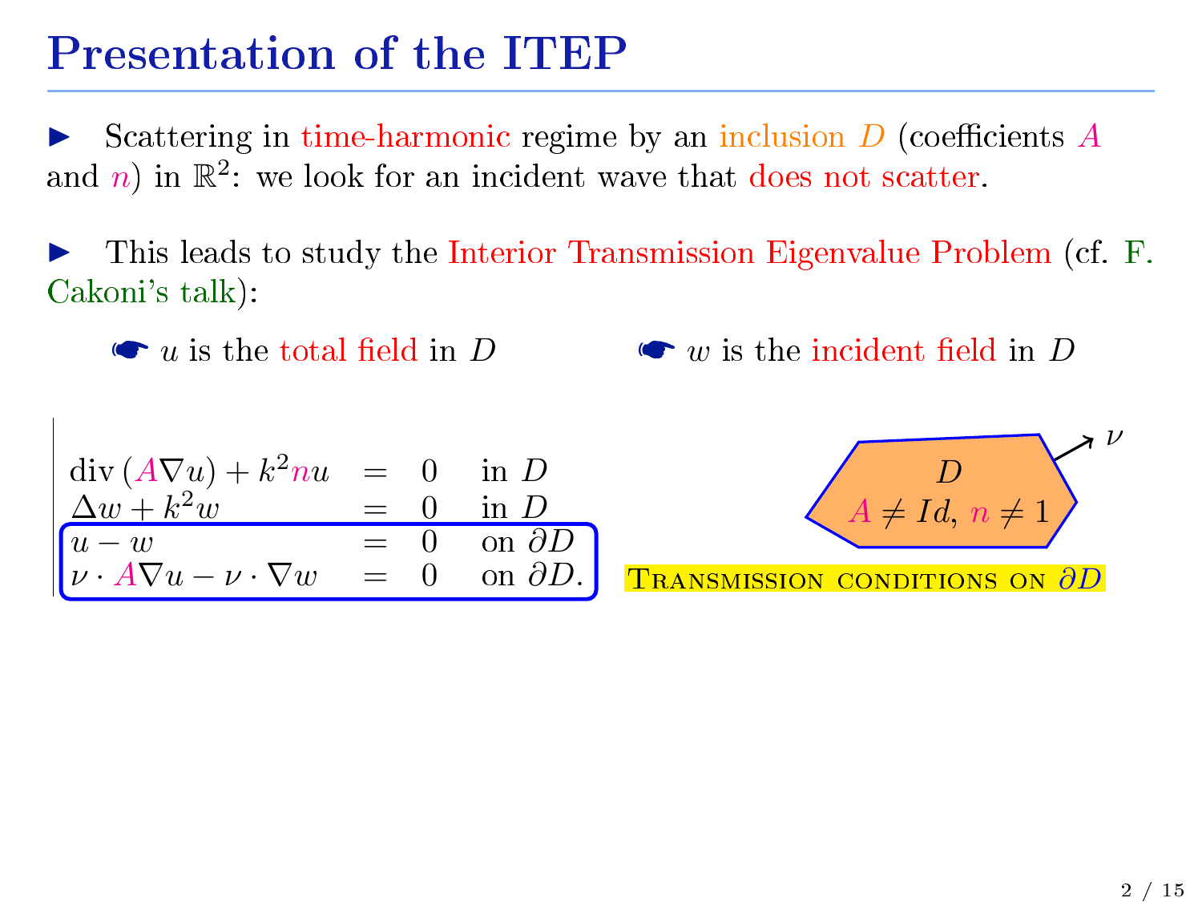# Presentation of the ITEP

► Scattering in time-harmonic regime by an inclusion $D$ (coefficients $A$ and $n$) in $\mathbb{R}^2$: we look for an incident wave that does not scatter.

► This leads to study the Interior Transmission Eigenvalue Problem (cf. F. Cakoni's talk):

☛ $u$ is the total field in $D$ ☛ $w$ is the incident field in $D$

$$
\begin{array}{lcll}
\mathrm{div}\,(A\nabla u) + k^2 n u & = & 0 & \text{in } D \\
\Delta w + k^2 w & = & 0 & \text{in } D \\
u - w & = & 0 & \text{on } \partial D \\
\nu \cdot A\nabla u - \nu \cdot \nabla w & = & 0 & \text{on } \partial D.
\end{array}
$$

$D$

$A \neq Id$, $n \neq 1$

$\nu$

Transmission conditions on $\partial D$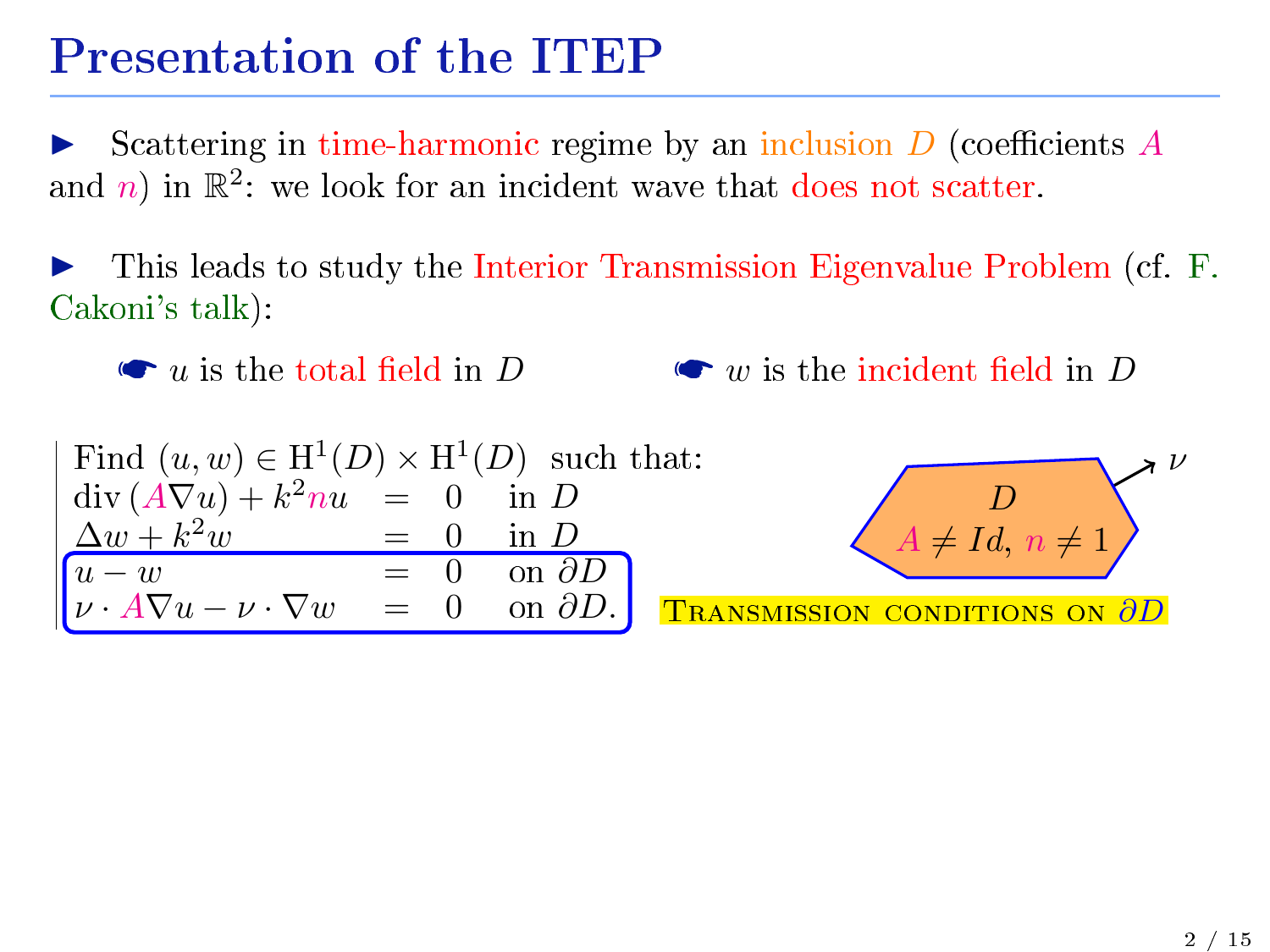# Presentation of the ITEP

- Scattering in time-harmonic regime by an inclusion $D$ (coefficients $A$ and $n$) in $\mathbb{R}^2$: we look for an incident wave that does not scatter.

- This leads to study the Interior Transmission Eigenvalue Problem (cf. F. Cakoni's talk):

  - $u$ is the total field in $D$
  - $w$ is the incident field in $D$

Find $(u, w) \in \mathrm{H}^1(D) \times \mathrm{H}^1(D)$ such that:

$$
\begin{array}{lcll}
\mathrm{div}\,(A\nabla u) + k^2 n u & = & 0 & \text{in } D \\
\Delta w + k^2 w & = & 0 & \text{in } D \\
u - w & = & 0 & \text{on } \partial D \\
\nu \cdot A\nabla u - \nu \cdot \nabla w & = & 0 & \text{on } \partial D.
\end{array}
$$

$D$

$A \neq Id$, $n \neq 1$

$\nu$

TRANSMISSION CONDITIONS ON $\partial D$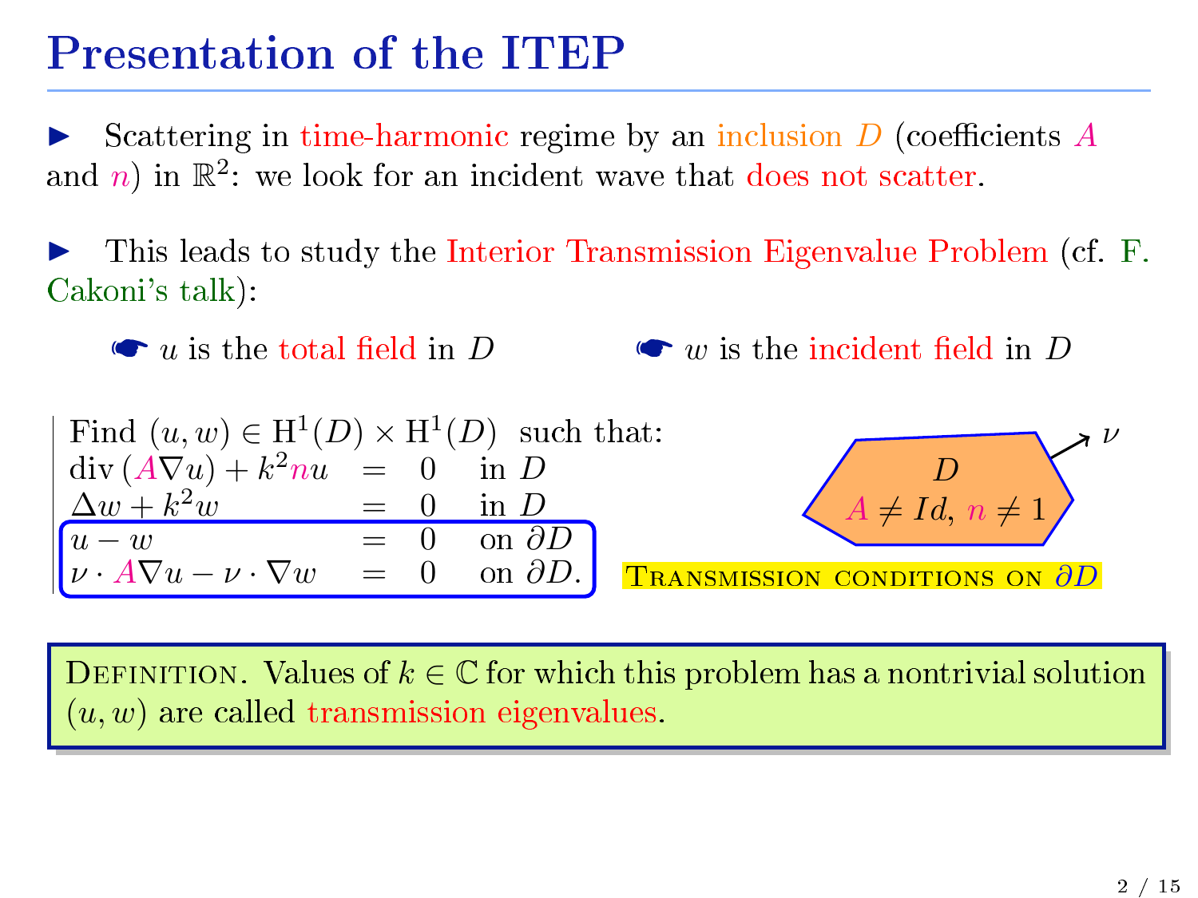# Presentation of the ITEP

► Scattering in time-harmonic regime by an inclusion $D$ (coefficients $A$ and $n$) in $\mathbb{R}^2$: we look for an incident wave that does not scatter.

► This leads to study the Interior Transmission Eigenvalue Problem (cf. F. Cakoni's talk):

- $u$ is the total field in $D$
- $w$ is the incident field in $D$

Find $(u, w) \in \mathrm{H}^1(D) \times \mathrm{H}^1(D)$ such that:

$$
\begin{array}{lcll}
\operatorname{div}(A\nabla u) + k^2 n u & = & 0 & \text{in } D \\
\Delta w + k^2 w & = & 0 & \text{in } D \\
u - w & = & 0 & \text{on } \partial D \\
\nu \cdot A\nabla u - \nu \cdot \nabla w & = & 0 & \text{on } \partial D.
\end{array}
$$

$D$: $A \neq Id$, $n \neq 1$; outward normal $\nu$

Transmission conditions on $\partial D$

**Definition.** Values of $k \in \mathbb{C}$ for which this problem has a nontrivial solution $(u, w)$ are called transmission eigenvalues.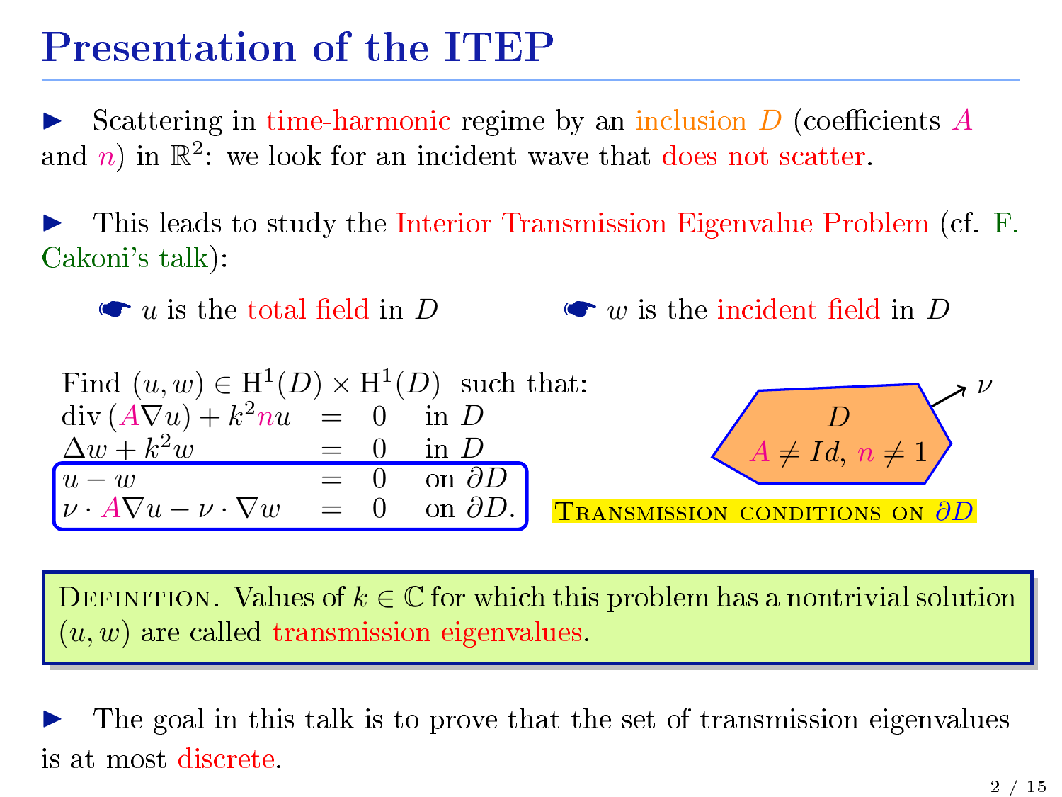# Presentation of the ITEP

► Scattering in time-harmonic regime by an inclusion $D$ (coefficients $A$ and $n$) in $\mathbb{R}^2$: we look for an incident wave that does not scatter.

► This leads to study the Interior Transmission Eigenvalue Problem (cf. F. Cakoni's talk):

☛ $u$ is the total field in $D$ ☛ $w$ is the incident field in $D$

Find $(u, w) \in \mathrm{H}^1(D) \times \mathrm{H}^1(D)$ such that:

$$
\begin{array}{rcll}
\mathrm{div}\,(A\nabla u) + k^2 n u & = & 0 & \text{in } D \\
\Delta w + k^2 w & = & 0 & \text{in } D \\
u - w & = & 0 & \text{on } \partial D \\
\nu \cdot A\nabla u - \nu \cdot \nabla w & = & 0 & \text{on } \partial D.
\end{array}
$$

$D$

$A \neq Id$, $n \neq 1$

$\nu$

TRANSMISSION CONDITIONS ON $\partial D$

DEFINITION. Values of $k \in \mathbb{C}$ for which this problem has a nontrivial solution $(u, w)$ are called transmission eigenvalues.

► The goal in this talk is to prove that the set of transmission eigenvalues is at most discrete.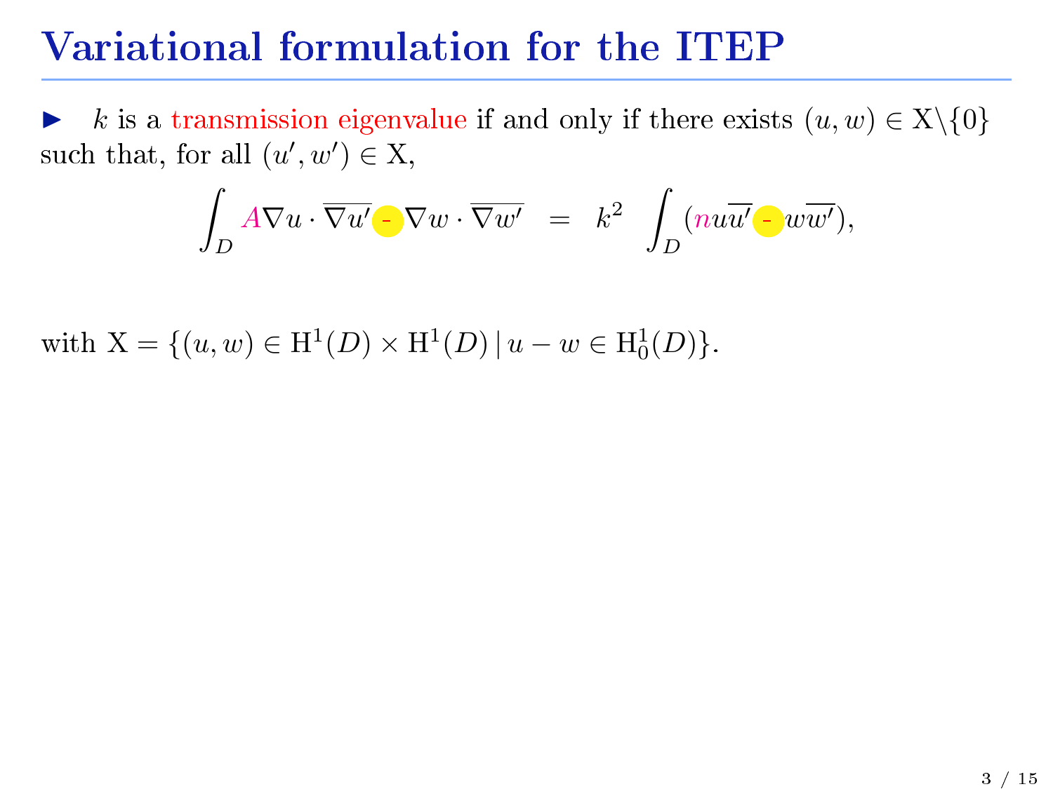# Variational formulation for the ITEP

- $k$ is a transmission eigenvalue if and only if there exists $(u, w) \in \mathrm{X}\backslash\{0\}$ such that, for all $(u', w') \in \mathrm{X}$,

$$\int_D A\nabla u \cdot \overline{\nabla u'} - \nabla w \cdot \overline{\nabla w'} \quad = \quad k^2 \int_D (n u \overline{u'} - w \overline{w'}),$$

with $\mathrm{X} = \{(u, w) \in \mathrm{H}^1(D) \times \mathrm{H}^1(D) \,|\, u - w \in \mathrm{H}^1_0(D)\}$.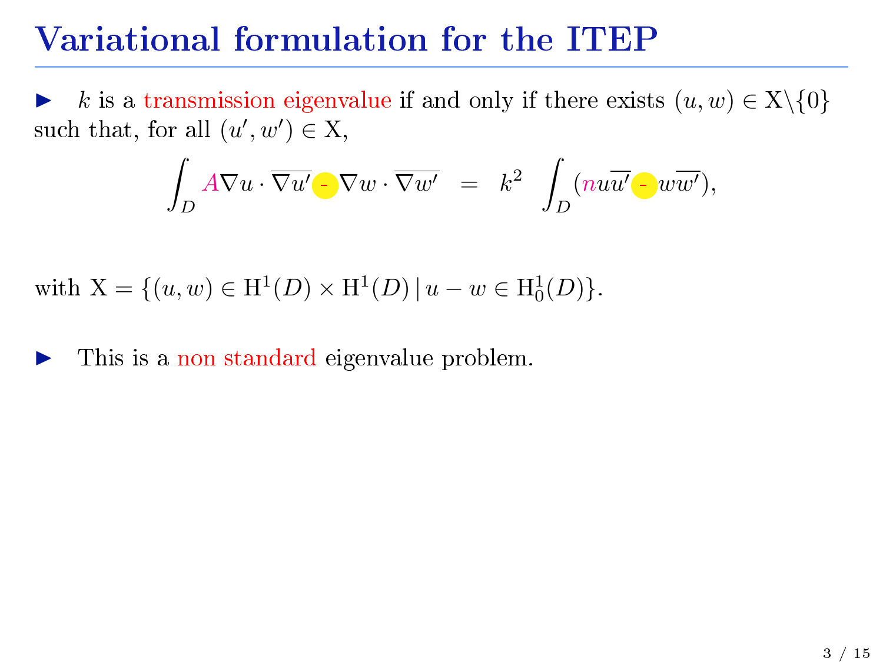# Variational formulation for the ITEP

- $k$ is a transmission eigenvalue if and only if there exists $(u, w) \in \mathrm{X} \backslash \{0\}$ such that, for all $(u', w') \in \mathrm{X}$,

$$\int_D A \nabla u \cdot \overline{\nabla u'} - \nabla w \cdot \overline{\nabla w'} \quad = \quad k^2 \int_D (n u \overline{u'} - w \overline{w'}),$$

with $\mathrm{X} = \{(u, w) \in \mathrm{H}^1(D) \times \mathrm{H}^1(D) \,|\, u - w \in \mathrm{H}^1_0(D)\}$.

- This is a non standard eigenvalue problem.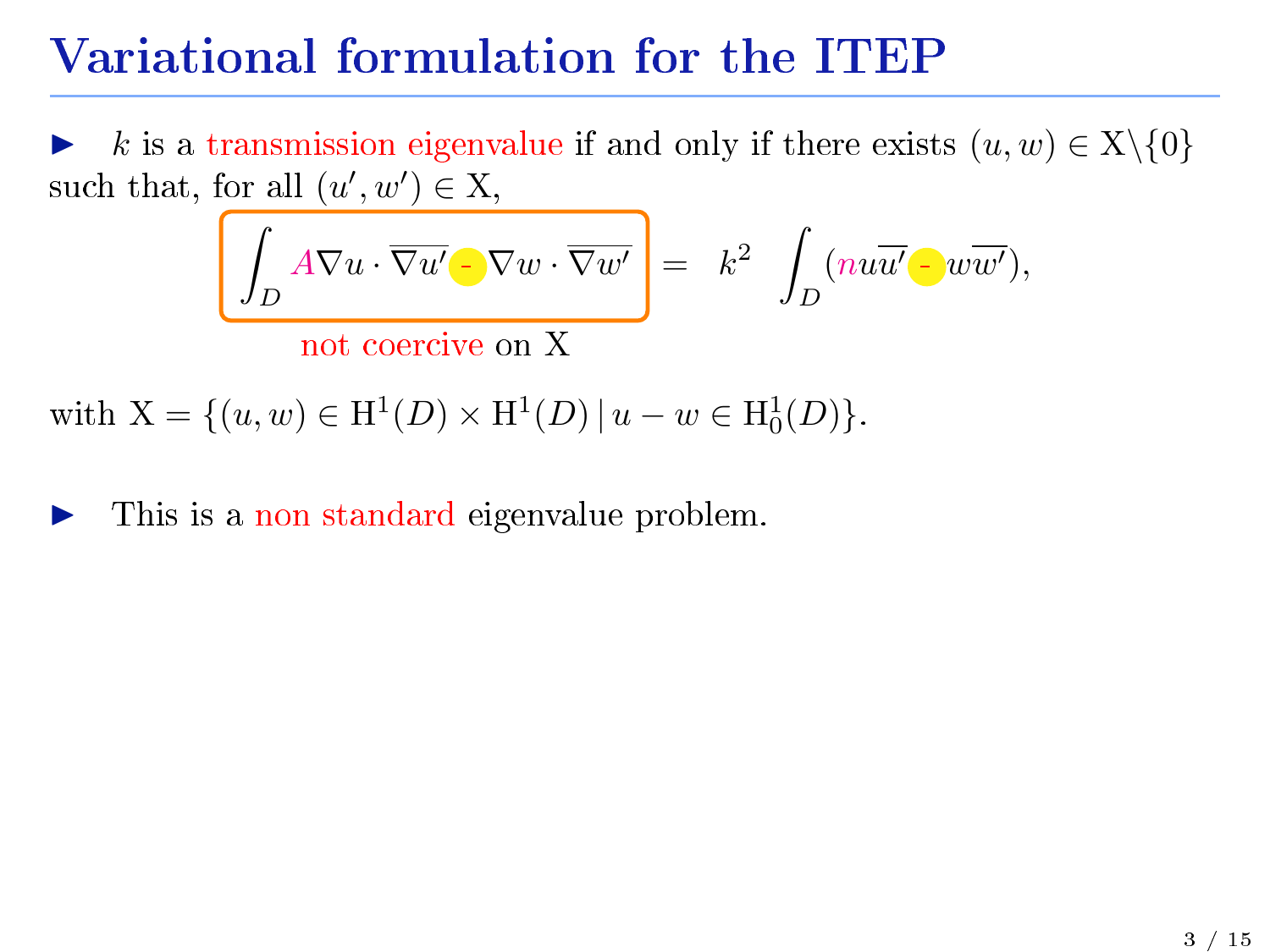# Variational formulation for the ITEP

- $k$ is a transmission eigenvalue if and only if there exists $(u,w) \in \mathrm{X}\backslash\{0\}$ such that, for all $(u',w') \in \mathrm{X}$,

$$\int_D A\nabla u \cdot \overline{\nabla u'} - \nabla w \cdot \overline{\nabla w'} = k^2 \int_D (nu\overline{u'} - w\overline{w'}),$$

not coercive on X

with $\mathrm{X} = \{(u,w) \in \mathrm{H}^1(D) \times \mathrm{H}^1(D) \,|\, u - w \in \mathrm{H}^1_0(D)\}$.

- This is a non standard eigenvalue problem.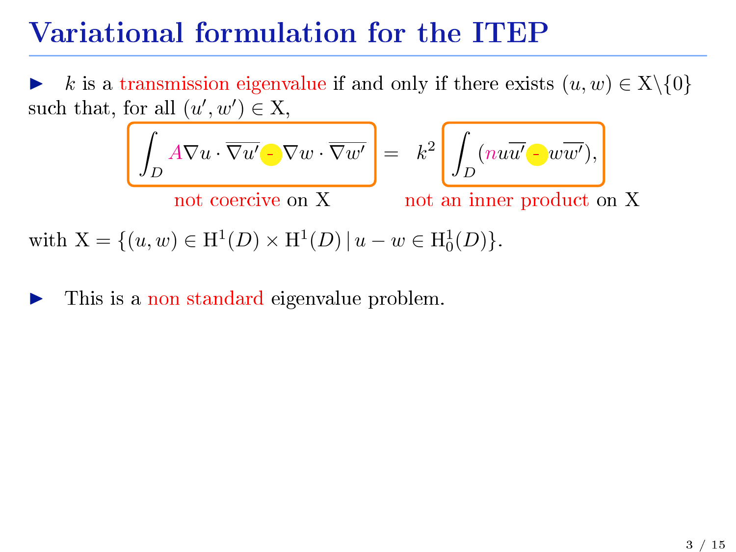# Variational formulation for the ITEP

- $k$ is a transmission eigenvalue if and only if there exists $(u,w) \in \mathrm{X}\backslash\{0\}$ such that, for all $(u', w') \in \mathrm{X}$,

$$\underbrace{\int_D A\nabla u \cdot \overline{\nabla u'} - \nabla w \cdot \overline{\nabla w'}}_{\text{not coercive on X}} = k^2 \underbrace{\int_D (n u\overline{u'} - w\overline{w'})}_{\text{not an inner product on X}},$$

with $\mathrm{X} = \{(u,w) \in \mathrm{H}^1(D) \times \mathrm{H}^1(D) \,|\, u - w \in \mathrm{H}^1_0(D)\}$.

- This is a non standard eigenvalue problem.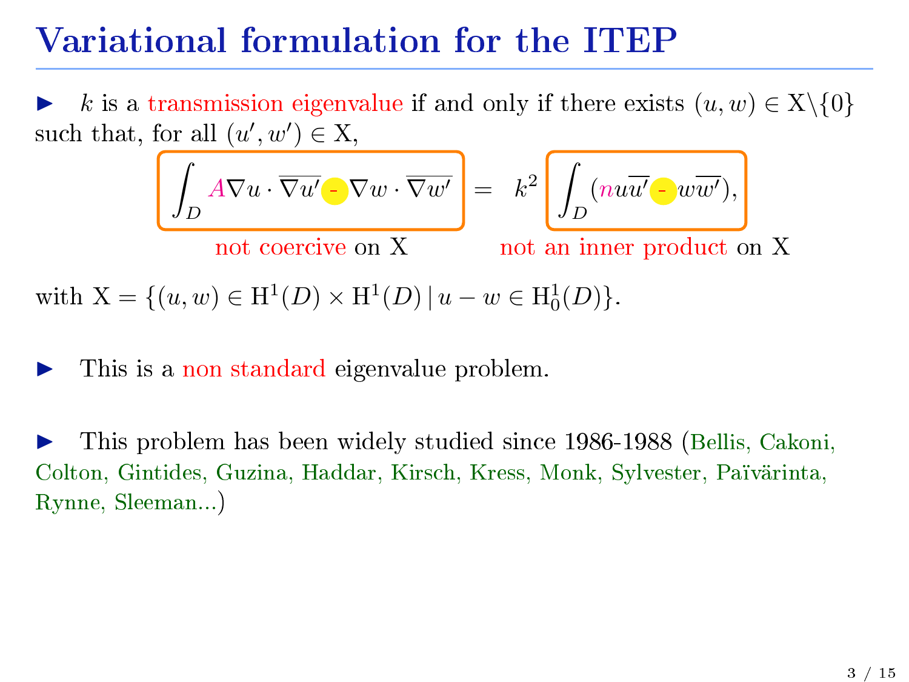# Variational formulation for the ITEP

- $k$ is a transmission eigenvalue if and only if there exists $(u, w) \in \mathrm{X}\backslash\{0\}$ such that, for all $(u', w') \in \mathrm{X}$,

$$\int_D A\nabla u \cdot \overline{\nabla u'} - \nabla w \cdot \overline{\nabla w'} \;=\; k^2 \int_D (n u\overline{u'} - w\overline{w'}),$$

not coercive on X — not an inner product on X

with $\mathrm{X} = \{(u, w) \in \mathrm{H}^1(D) \times \mathrm{H}^1(D) \,|\, u - w \in \mathrm{H}^1_0(D)\}$.

- This is a non standard eigenvalue problem.

- This problem has been widely studied since 1986-1988 (Bellis, Cakoni, Colton, Gintides, Guzina, Haddar, Kirsch, Kress, Monk, Sylvester, Païvärinta, Rynne, Sleeman...)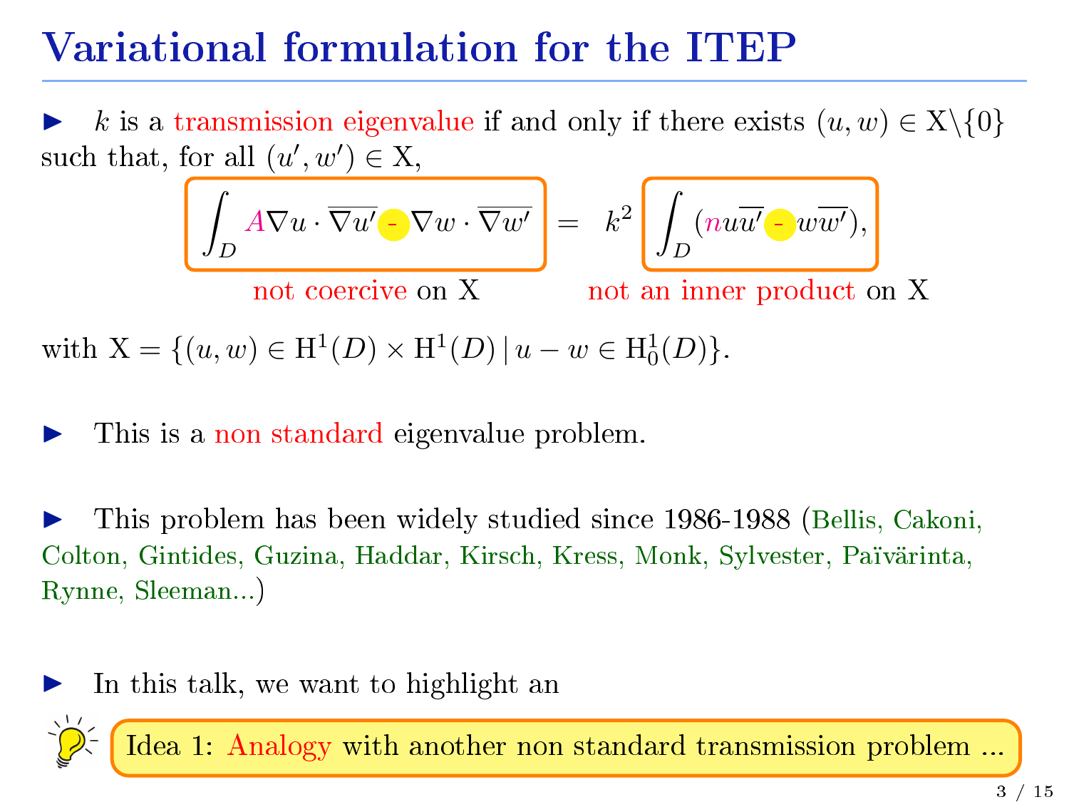# Variational formulation for the ITEP

- $k$ is a transmission eigenvalue if and only if there exists $(u, w) \in \mathrm{X}\backslash\{0\}$ such that, for all $(u', w') \in \mathrm{X}$,

$$\int_D A \nabla u \cdot \overline{\nabla u'} - \nabla w \cdot \overline{\nabla w'} \;=\; k^2 \int_D (n u \overline{u'} - w \overline{w'}),$$

not coercive on X &nbsp;&nbsp;&nbsp;&nbsp;&nbsp;&nbsp;&nbsp;&nbsp; not an inner product on X

with $\mathrm{X} = \{(u, w) \in \mathrm{H}^1(D) \times \mathrm{H}^1(D) \,|\, u - w \in \mathrm{H}^1_0(D)\}$.

- This is a non standard eigenvalue problem.

- This problem has been widely studied since 1986-1988 (Bellis, Cakoni, Colton, Gintides, Guzina, Haddar, Kirsch, Kress, Monk, Sylvester, Päivärinta, Rynne, Sleeman...)

- In this talk, we want to highlight an

**Idea 1:** Analogy with another non standard transmission problem ...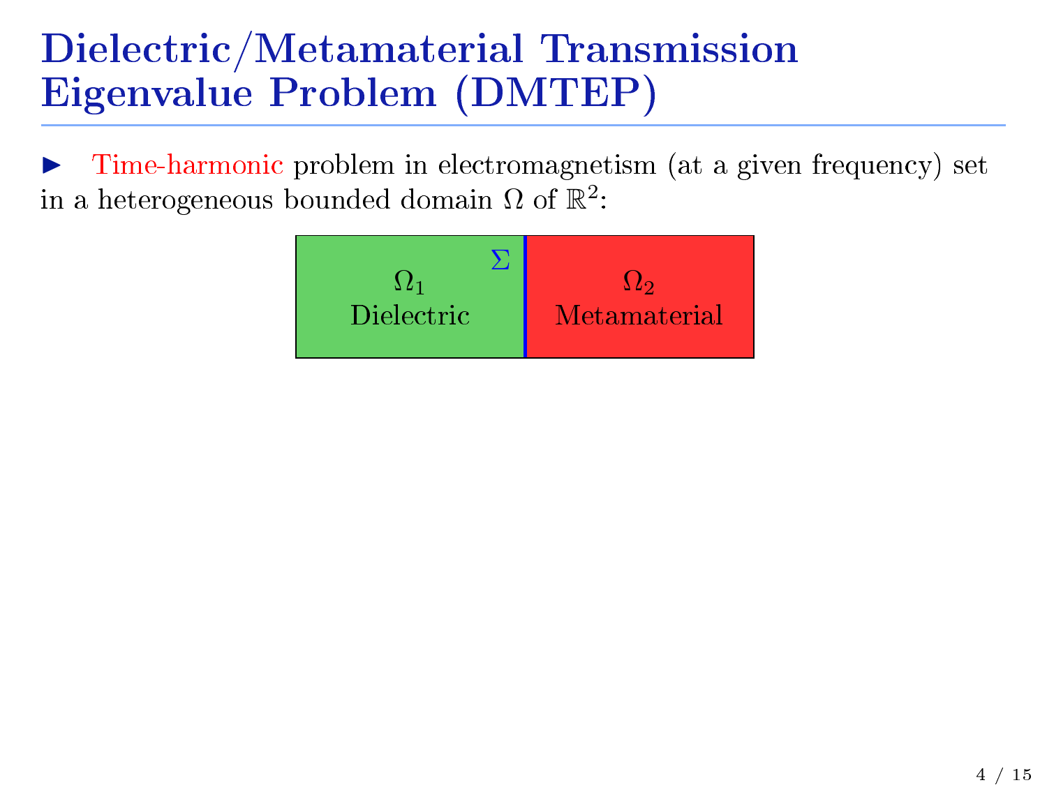# Dielectric/Metamaterial Transmission Eigenvalue Problem (DMTEP)

- Time-harmonic problem in electromagnetism (at a given frequency) set in a heterogeneous bounded domain $\Omega$ of $\mathbb{R}^2$:

$\Omega_1$ Dielectric | $\Sigma$ | $\Omega_2$ Metamaterial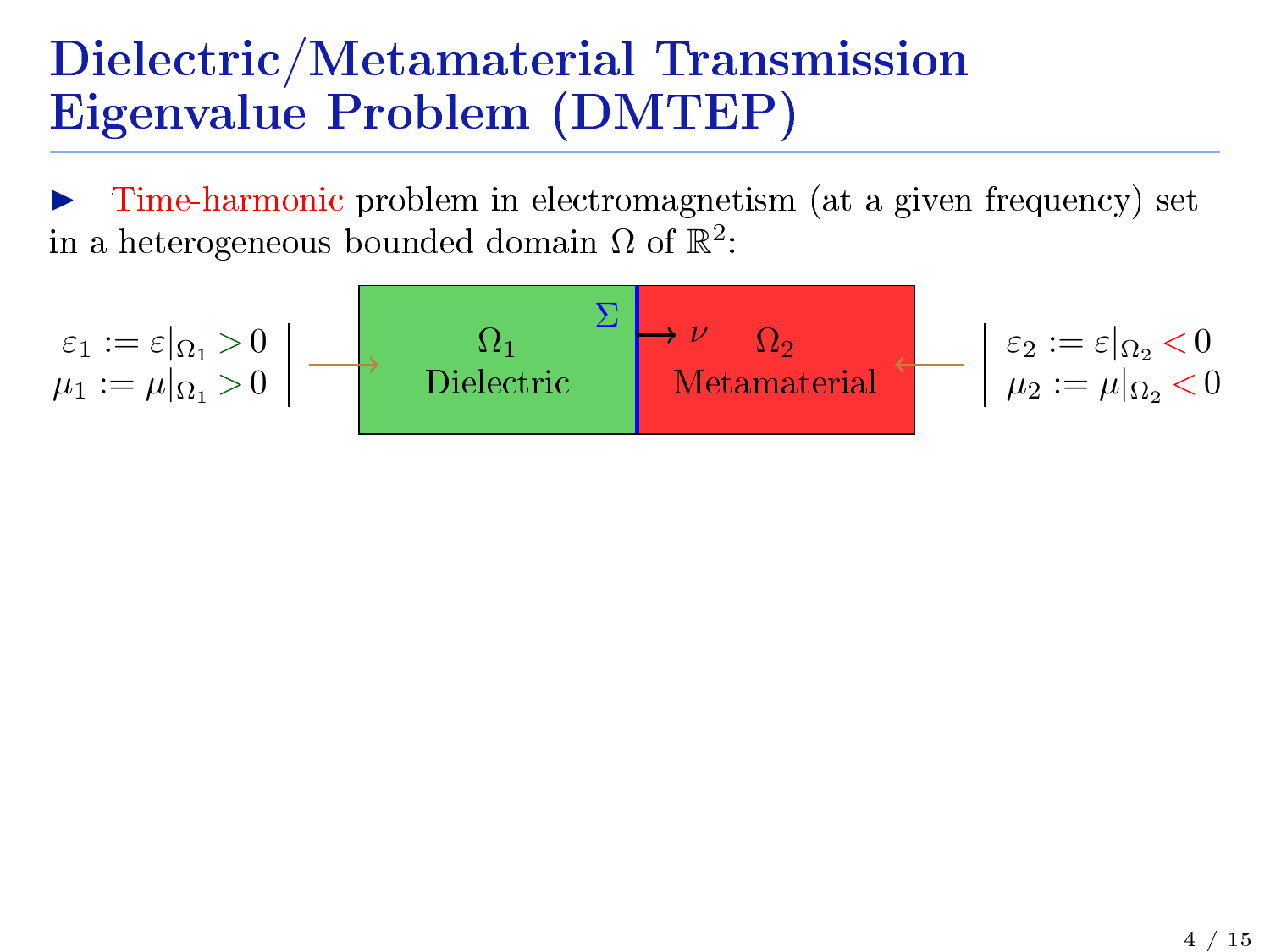# Dielectric/Metamaterial Transmission Eigenvalue Problem (DMTEP)

- Time-harmonic problem in electromagnetism (at a given frequency) set in a heterogeneous bounded domain $\Omega$ of $\mathbb{R}^2$:

$\varepsilon_1 := \varepsilon|_{\Omega_1} > 0$
$\mu_1 := \mu|_{\Omega_1} > 0$

$\Omega_1$ Dielectric | $\Sigma$ $\nu$ | $\Omega_2$ Metamaterial

$\varepsilon_2 := \varepsilon|_{\Omega_2} < 0$
$\mu_2 := \mu|_{\Omega_2} < 0$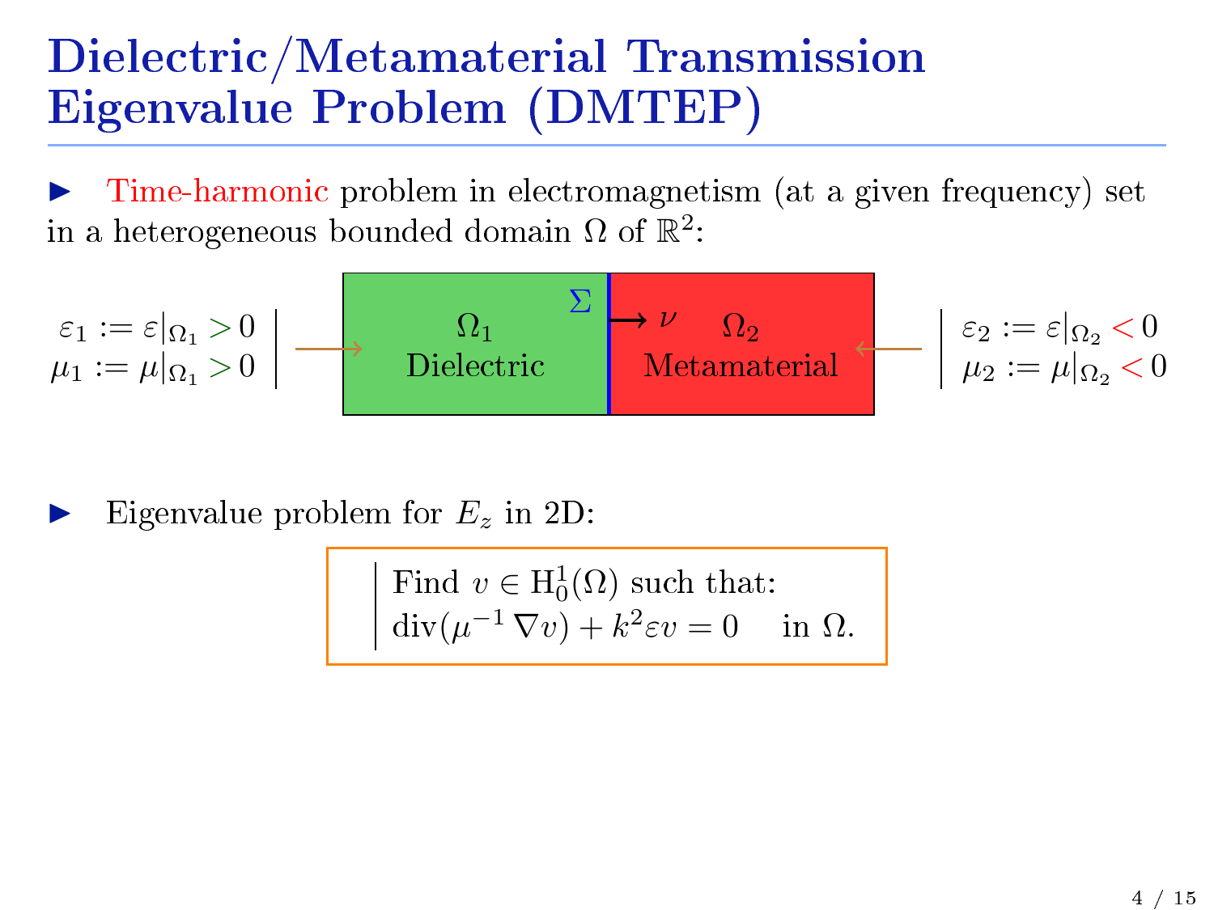# Dielectric/Metamaterial Transmission Eigenvalue Problem (DMTEP)

- Time-harmonic problem in electromagnetism (at a given frequency) set in a heterogeneous bounded domain $\Omega$ of $\mathbb{R}^2$:

$\varepsilon_1 := \varepsilon|_{\Omega_1} > 0$
$\mu_1 := \mu|_{\Omega_1} > 0$

$\Omega_1$ Dielectric | $\Sigma$ | $\nu$ | $\Omega_2$ Metamaterial

$\varepsilon_2 := \varepsilon|_{\Omega_2} < 0$
$\mu_2 := \mu|_{\Omega_2} < 0$

- Eigenvalue problem for $E_z$ in 2D:

Find $v \in \mathrm{H}_0^1(\Omega)$ such that:

$$\operatorname{div}(\mu^{-1}\,\nabla v) + k^2 \varepsilon v = 0 \quad \text{ in } \Omega.$$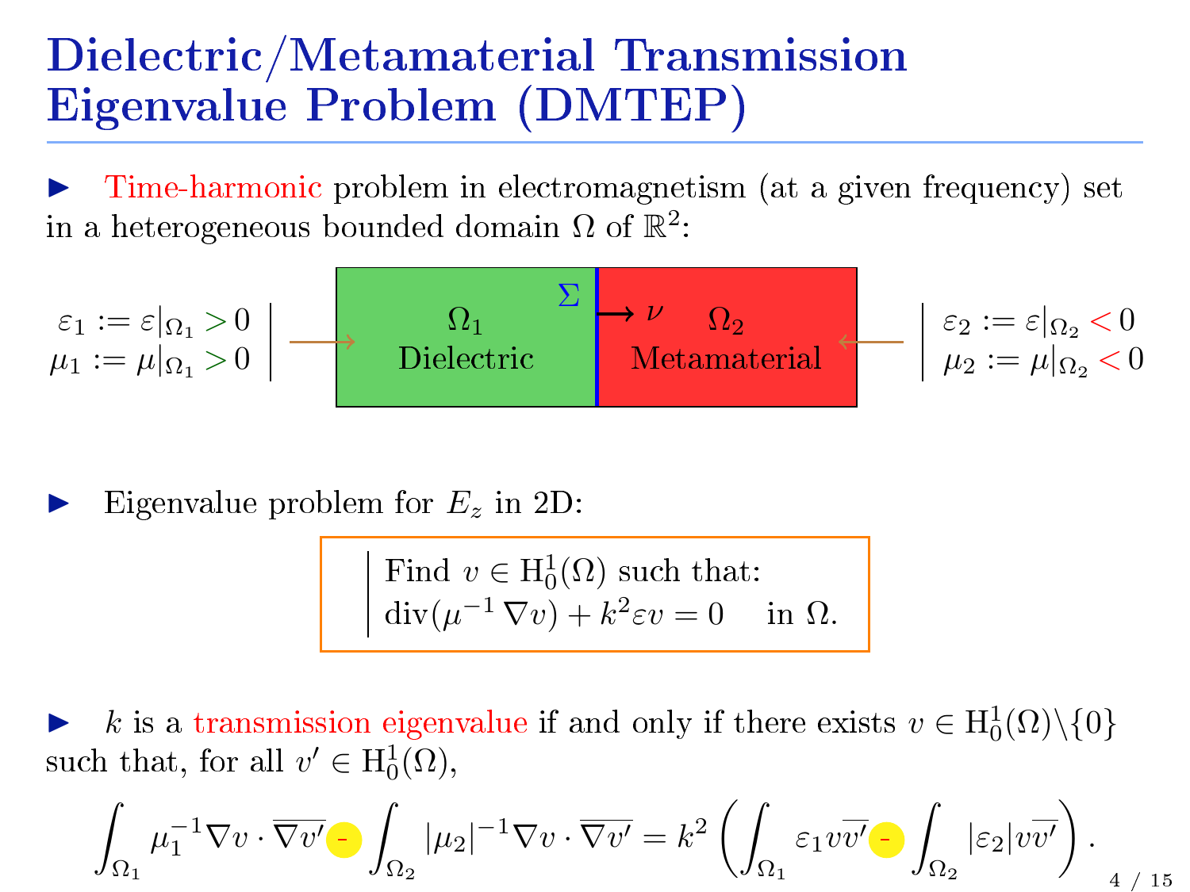# Dielectric/Metamaterial Transmission Eigenvalue Problem (DMTEP)

- Time-harmonic problem in electromagnetism (at a given frequency) set in a heterogeneous bounded domain $\Omega$ of $\mathbb{R}^2$:

$\varepsilon_1 := \varepsilon|_{\Omega_1} > 0$
$\mu_1 := \mu|_{\Omega_1} > 0$

$\Omega_1$ Dielectric | $\Sigma$ | $\nu$ | $\Omega_2$ Metamaterial

$\varepsilon_2 := \varepsilon|_{\Omega_2} < 0$
$\mu_2 := \mu|_{\Omega_2} < 0$

- Eigenvalue problem for $E_z$ in 2D:

> Find $v \in \mathrm{H}^1_0(\Omega)$ such that:
> $\mathrm{div}(\mu^{-1}\,\nabla v) + k^2 \varepsilon v = 0 \quad$ in $\Omega$.

- $k$ is a transmission eigenvalue if and only if there exists $v \in \mathrm{H}^1_0(\Omega)\backslash\{0\}$ such that, for all $v' \in \mathrm{H}^1_0(\Omega)$,

$$\int_{\Omega_1} \mu_1^{-1} \nabla v \cdot \overline{\nabla v'} - \int_{\Omega_2} |\mu_2|^{-1} \nabla v \cdot \overline{\nabla v'} = k^2 \left( \int_{\Omega_1} \varepsilon_1 v \overline{v'} - \int_{\Omega_2} |\varepsilon_2| v \overline{v'} \right).$$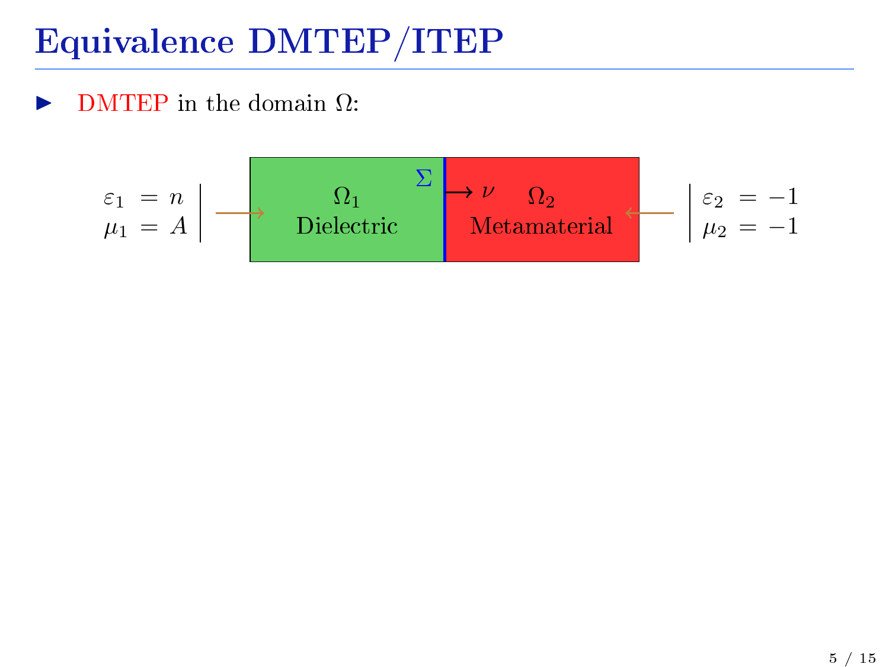# Equivalence DMTEP/ITEP

- DMTEP in the domain $\Omega$:

$$\begin{aligned} \varepsilon_1 &= n \\ \mu_1 &= A \end{aligned}$$

$\Omega_1$ Dielectric | $\Sigma$ | $\nu$ | $\Omega_2$ Metamaterial

$$\begin{aligned} \varepsilon_2 &= -1 \\ \mu_2 &= -1 \end{aligned}$$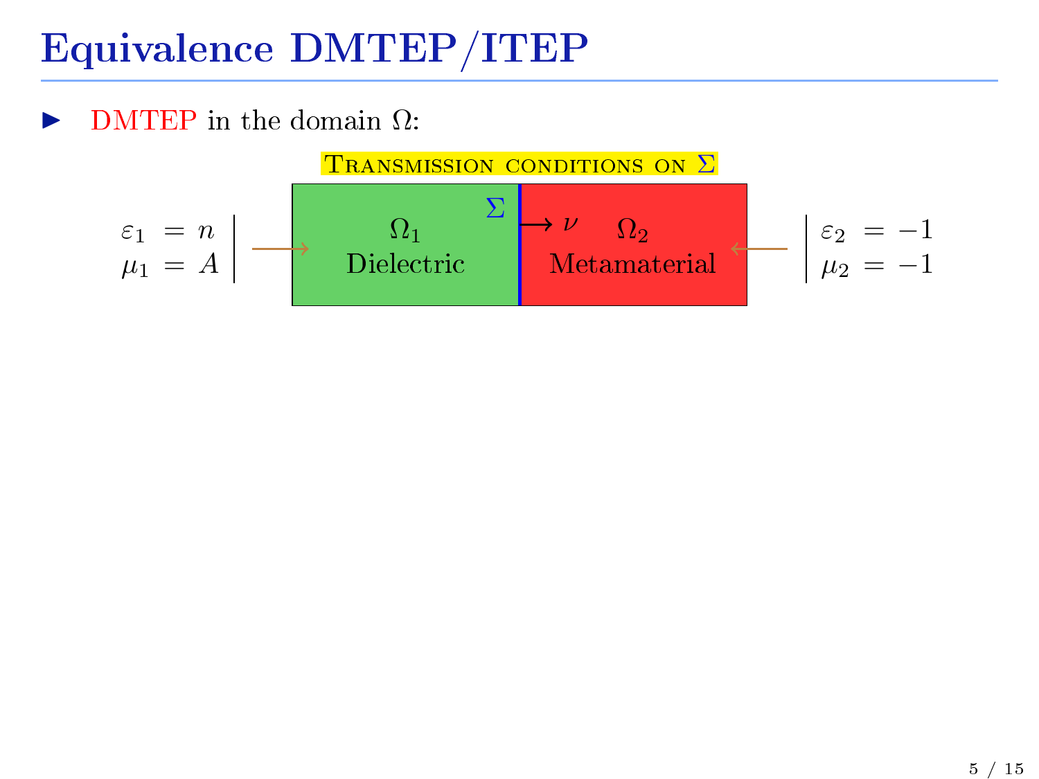# Equivalence DMTEP/ITEP

- DMTEP in the domain $\Omega$:

TRANSMISSION CONDITIONS ON $\Sigma$

$\varepsilon_1 = n$
$\mu_1 = A$

$\Omega_1$
Dielectric

$\Sigma$

$\nu$

$\Omega_2$
Metamaterial

$\varepsilon_2 = -1$
$\mu_2 = -1$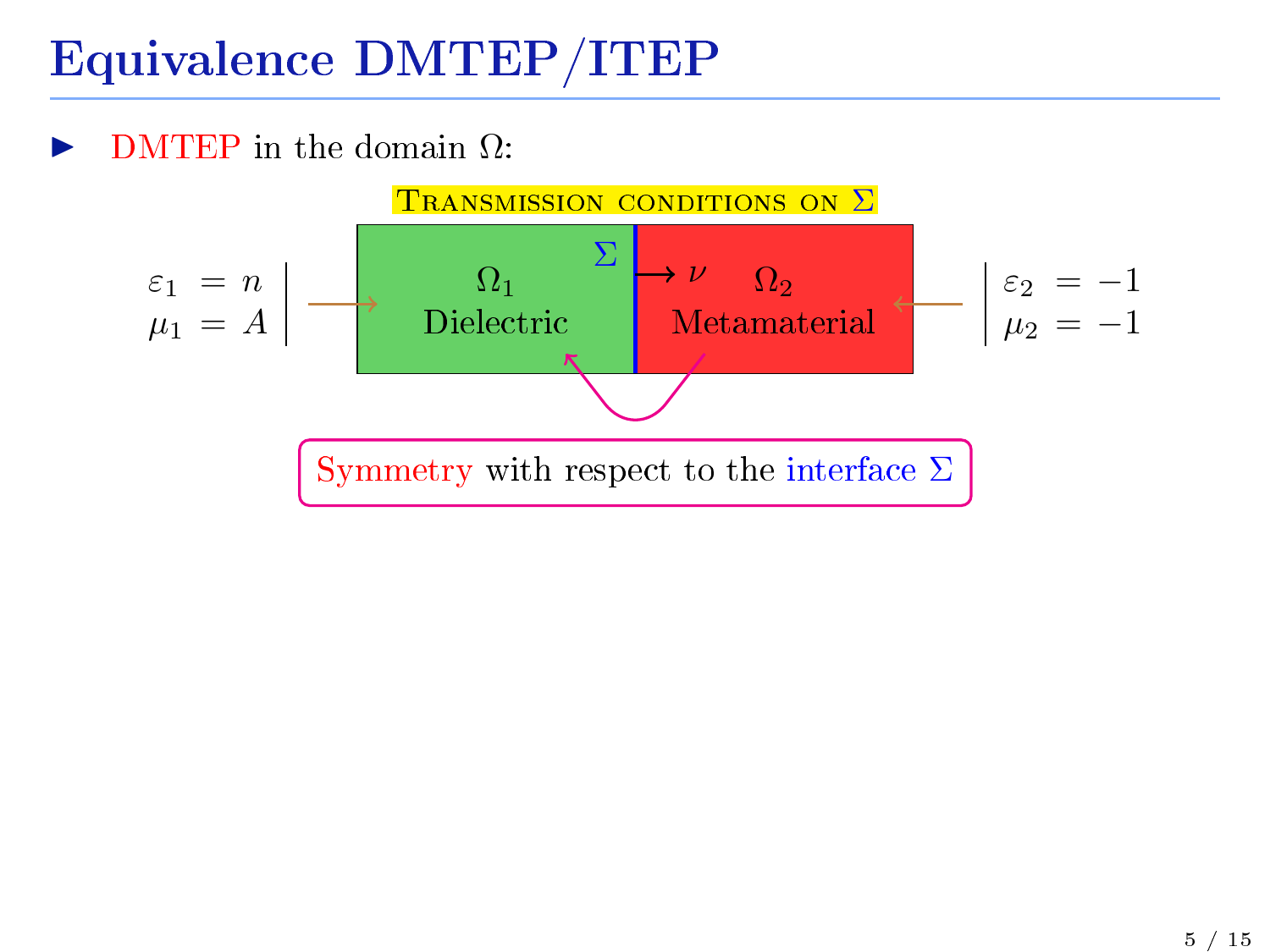# Equivalence DMTEP/ITEP

- DMTEP in the domain $\Omega$:

TRANSMISSION CONDITIONS ON $\Sigma$

$\varepsilon_1 = n$
$\mu_1 = A$

$\Omega_1$
Dielectric

$\Sigma$

$\nu$

$\Omega_2$
Metamaterial

$\varepsilon_2 = -1$
$\mu_2 = -1$

Symmetry with respect to the interface $\Sigma$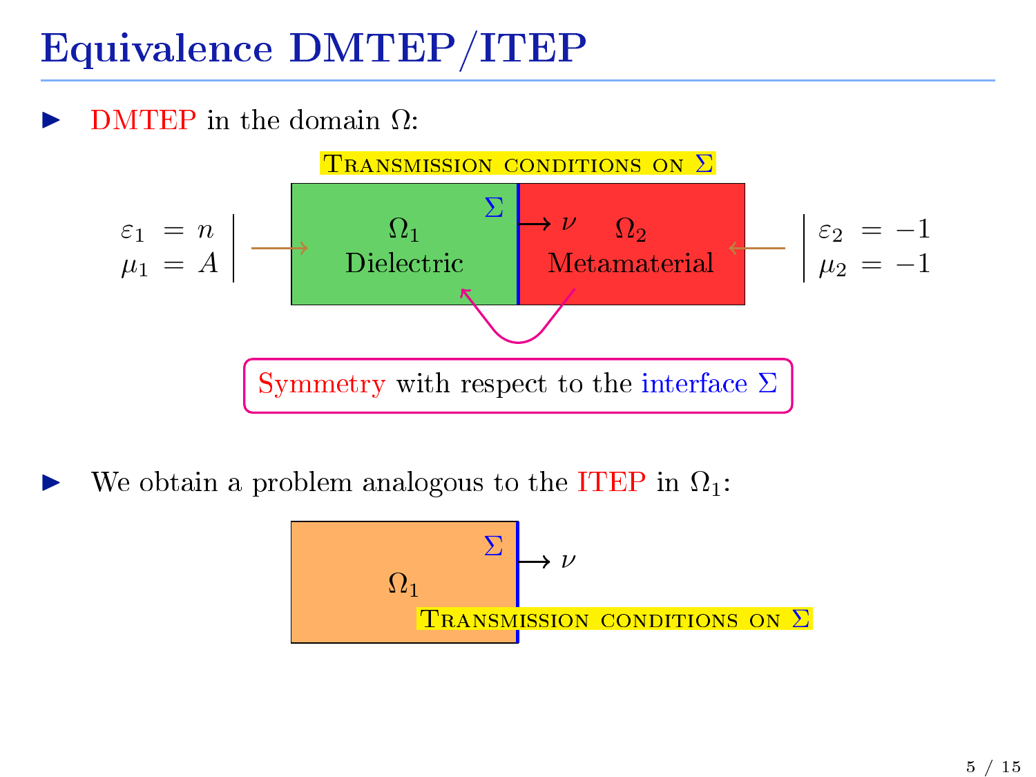# Equivalence DMTEP/ITEP

- DMTEP in the domain $\Omega$:

TRANSMISSION CONDITIONS ON $\Sigma$

$\varepsilon_1 = n$, $\mu_1 = A$ → $\Omega_1$ Dielectric | $\Sigma$ → $\nu$ | $\Omega_2$ Metamaterial ← $\varepsilon_2 = -1$, $\mu_2 = -1$

Symmetry with respect to the interface $\Sigma$

- We obtain a problem analogous to the ITEP in $\Omega_1$:

$\Omega_1$ | $\Sigma$ → $\nu$

TRANSMISSION CONDITIONS ON $\Sigma$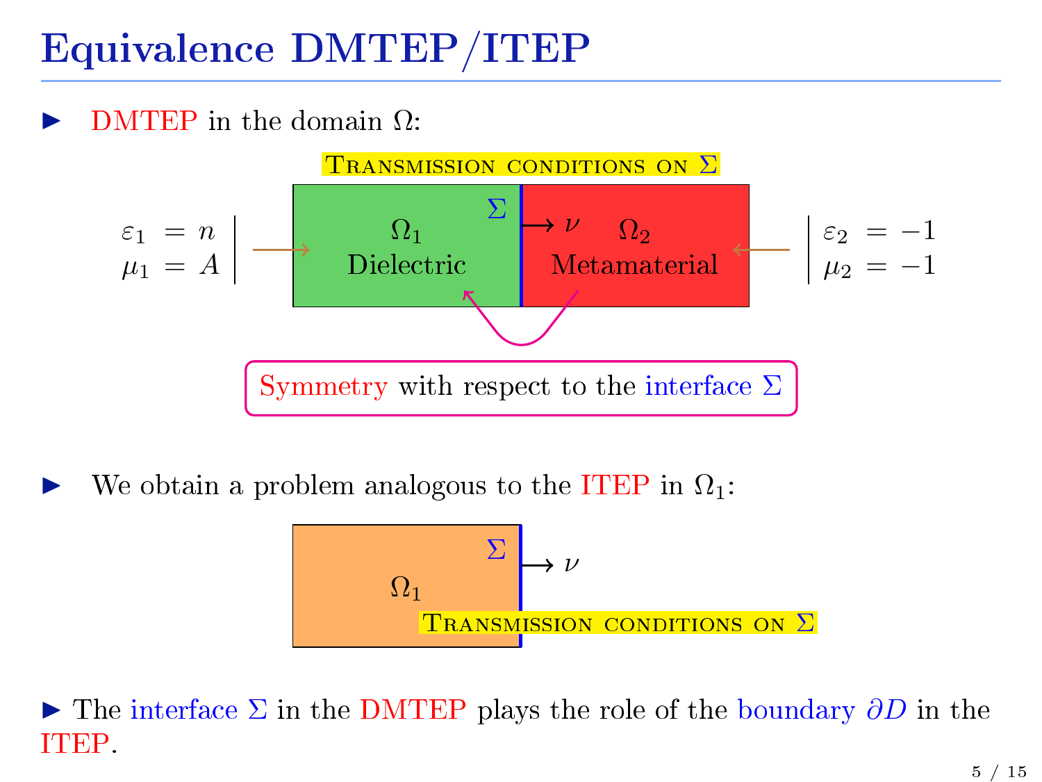# Equivalence DMTEP/ITEP

- DMTEP in the domain $\Omega$:

TRANSMISSION CONDITIONS ON $\Sigma$

$\varepsilon_1 = n$, $\mu_1 = A$ — $\Omega_1$ Dielectric | $\Sigma$ $\longrightarrow \nu$ | $\Omega_2$ Metamaterial — $\varepsilon_2 = -1$, $\mu_2 = -1$

Symmetry with respect to the interface $\Sigma$

- We obtain a problem analogous to the ITEP in $\Omega_1$:

$\Omega_1$ | $\Sigma$ $\longrightarrow \nu$

TRANSMISSION CONDITIONS ON $\Sigma$

- The interface $\Sigma$ in the DMTEP plays the role of the boundary $\partial D$ in the ITEP.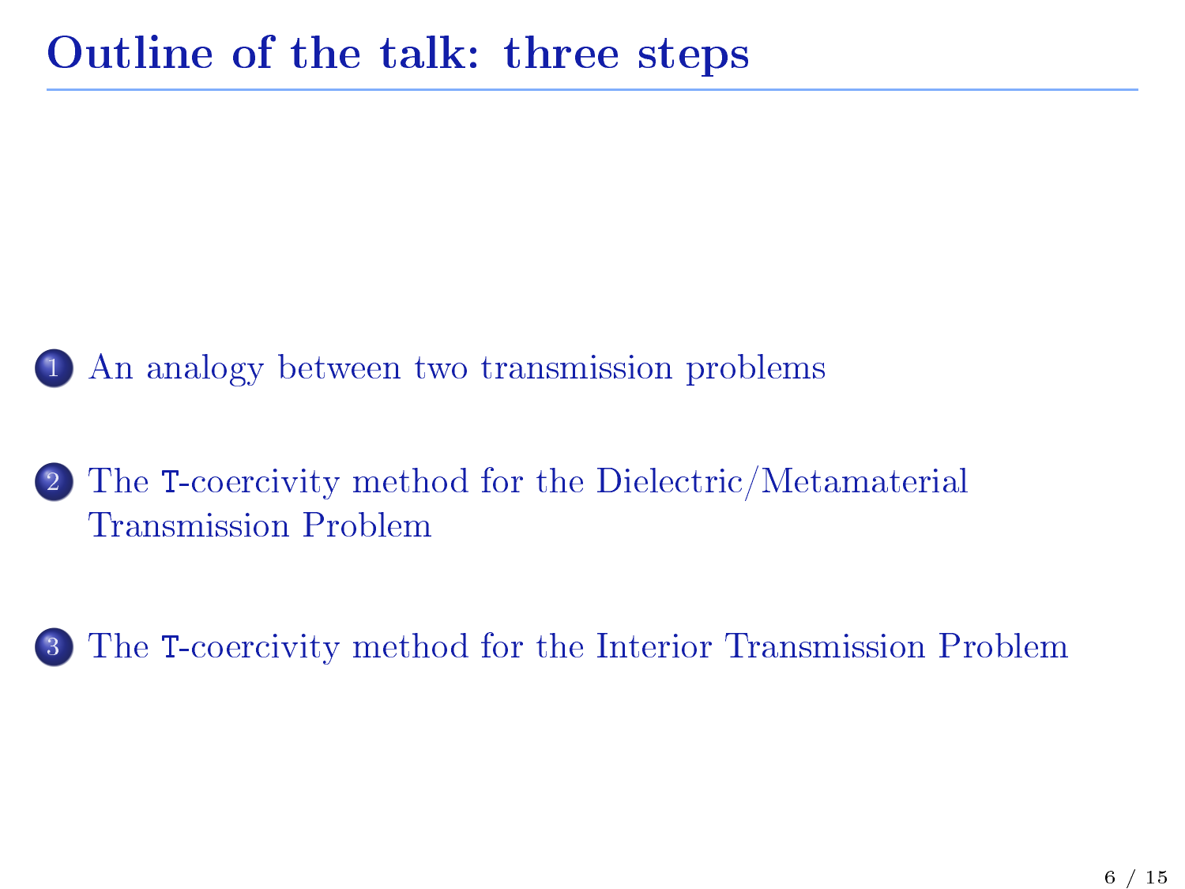# Outline of the talk: three steps

1. An analogy between two transmission problems
2. The $\mathtt{T}$-coercivity method for the Dielectric/Metamaterial Transmission Problem
3. The $\mathtt{T}$-coercivity method for the Interior Transmission Problem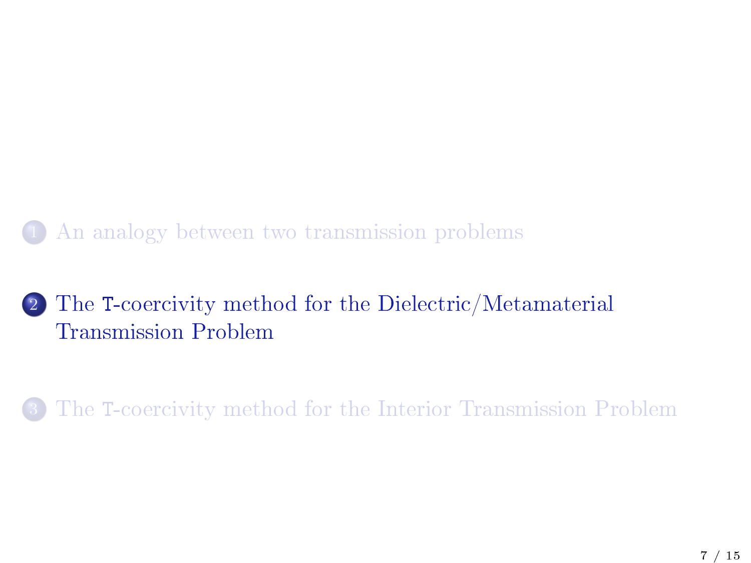1. An analogy between two transmission problems

2. The T-coercivity method for the Dielectric/Metamaterial Transmission Problem

3. The T-coercivity method for the Interior Transmission Problem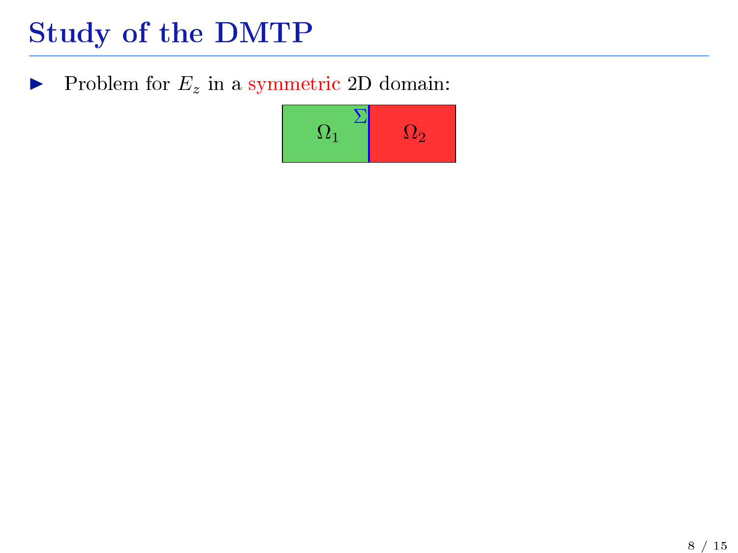# Study of the DMTP

- Problem for $E_z$ in a symmetric 2D domain:

$\Omega_1$ $\Sigma$ $\Omega_2$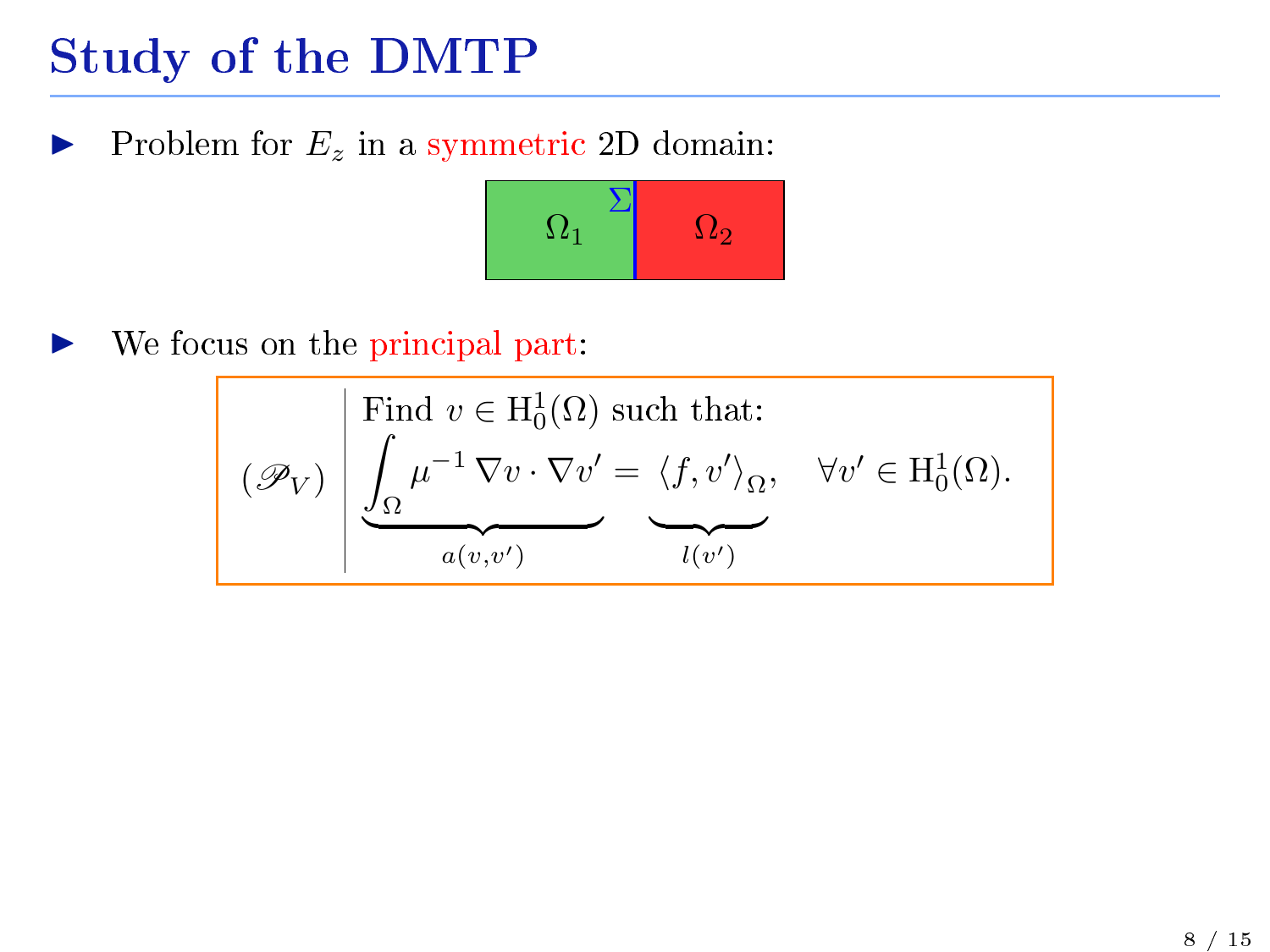# Study of the DMTP

- Problem for $E_z$ in a symmetric 2D domain:

$\Omega_1$ | $\Sigma$ | $\Omega_2$

- We focus on the principal part:

$$(\mathscr{P}_V) \left| \begin{array}{l} \text{Find } v \in \mathrm{H}^1_0(\Omega) \text{ such that:} \\ \underbrace{\int_\Omega \mu^{-1} \, \nabla v \cdot \nabla v'}_{a(v,v')} = \underbrace{\langle f, v' \rangle_\Omega}_{l(v')}, \quad \forall v' \in \mathrm{H}^1_0(\Omega). \end{array} \right.$$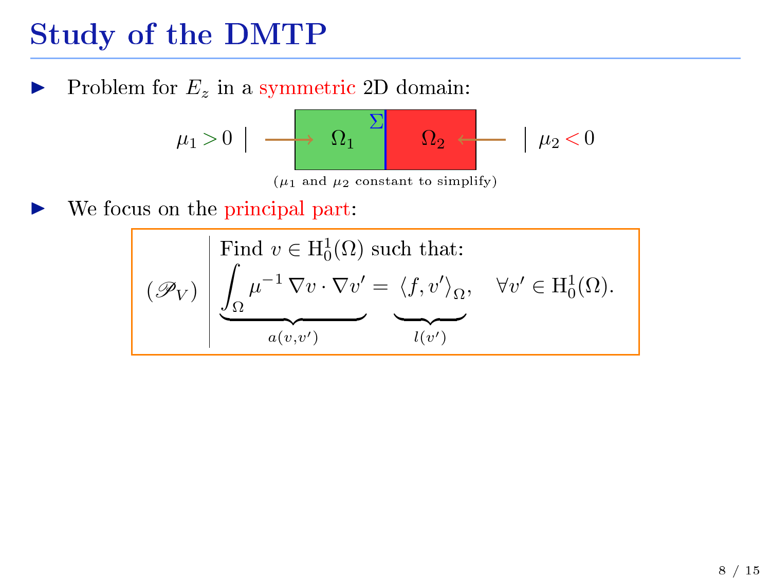# Study of the DMTP

- Problem for $E_z$ in a symmetric 2D domain:

$\mu_1 > 0$ | $\Omega_1$ $\Sigma$ $\Omega_2$ | $\mu_2 < 0$

($\mu_1$ and $\mu_2$ constant to simplify)

- We focus on the principal part:

$$
(\mathscr{P}_V) \quad \left| \begin{array}{l} \text{Find } v \in \mathrm{H}_0^1(\Omega) \text{ such that:} \\ \underbrace{\displaystyle\int_\Omega \mu^{-1} \, \nabla v \cdot \nabla v'}_{a(v,v')} = \underbrace{\langle f, v' \rangle_\Omega}_{l(v')}, \quad \forall v' \in \mathrm{H}_0^1(\Omega). \end{array} \right.
$$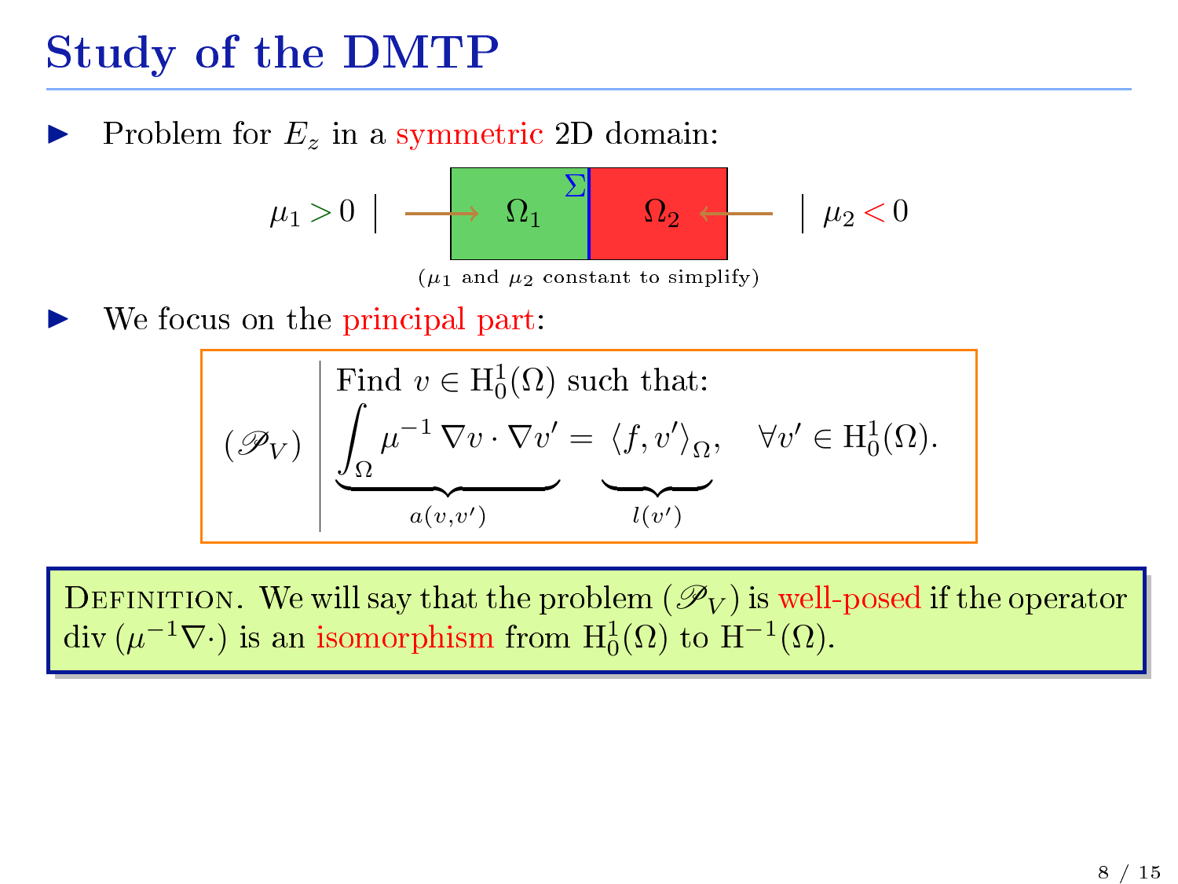# Study of the DMTP

- Problem for $E_z$ in a symmetric 2D domain:

$\mu_1 > 0$ | → $\Omega_1$ $\Sigma$ $\Omega_2$ ← | $\mu_2 < 0$

($\mu_1$ and $\mu_2$ constant to simplify)

- We focus on the principal part:

$$(\mathscr{P}_V) \quad \left| \begin{array}{l} \text{Find } v \in \mathrm{H}^1_0(\Omega) \text{ such that:} \\ \underbrace{\displaystyle\int_\Omega \mu^{-1}\, \nabla v \cdot \nabla v'}_{a(v,v')} = \underbrace{\langle f, v' \rangle_\Omega}_{l(v')}, \quad \forall v' \in \mathrm{H}^1_0(\Omega). \end{array} \right.$$

Definition. We will say that the problem $(\mathscr{P}_V)$ is well-posed if the operator $\mathrm{div}\,(\mu^{-1}\nabla\cdot)$ is an isomorphism from $\mathrm{H}^1_0(\Omega)$ to $\mathrm{H}^{-1}(\Omega)$.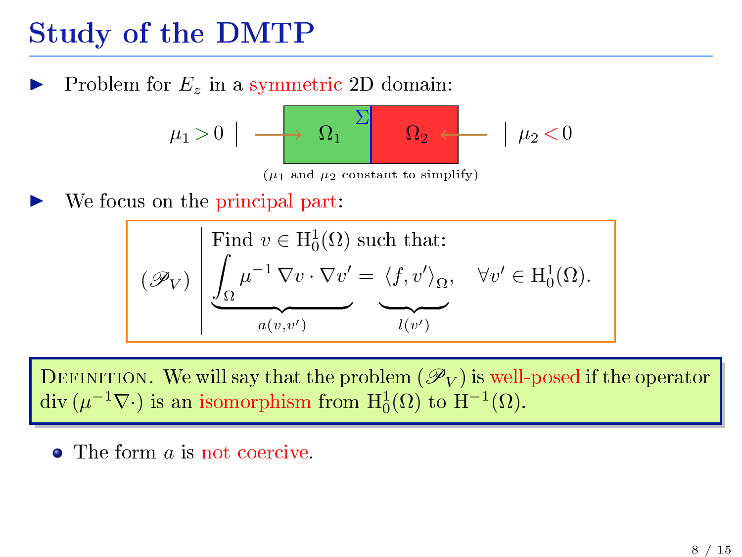# Study of the DMTP

- Problem for $E_z$ in a symmetric 2D domain:

$\mu_1 > 0$ | $\Omega_1$ $\Sigma$ $\Omega_2$ | $\mu_2 < 0$

($\mu_1$ and $\mu_2$ constant to simplify)

- We focus on the principal part:

$$(\mathscr{P}_V) \quad \left| \begin{array}{l} \text{Find } v \in \mathrm{H}^1_0(\Omega) \text{ such that:} \\ \underbrace{\displaystyle\int_\Omega \mu^{-1}\, \nabla v \cdot \nabla v'}_{a(v,v')} = \underbrace{\langle f, v' \rangle_\Omega}_{l(v')}, \quad \forall v' \in \mathrm{H}^1_0(\Omega). \end{array} \right.$$

**Definition.** We will say that the problem $(\mathscr{P}_V)$ is well-posed if the operator $\mathrm{div}\,(\mu^{-1}\nabla\cdot)$ is an isomorphism from $\mathrm{H}^1_0(\Omega)$ to $\mathrm{H}^{-1}(\Omega)$.

- The form $a$ is not coercive.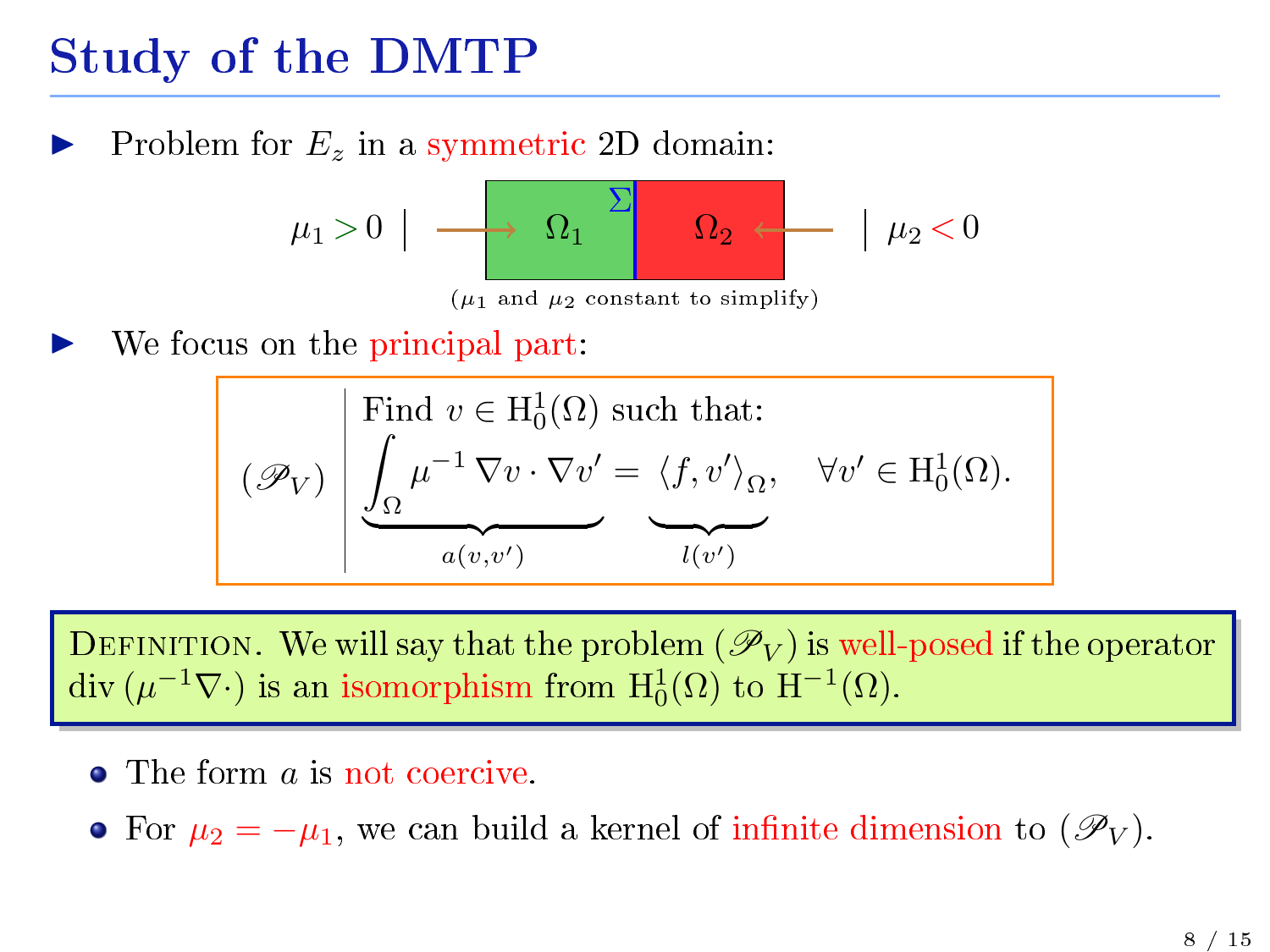# Study of the DMTP

- Problem for $E_z$ in a symmetric 2D domain:

$\mu_1 > 0$ | $\Omega_1$ $\Sigma$ $\Omega_2$ | $\mu_2 < 0$

($\mu_1$ and $\mu_2$ constant to simplify)

- We focus on the principal part:

$$(\mathscr{P}_V) \quad \left| \begin{array}{l} \text{Find } v \in \mathrm{H}^1_0(\Omega) \text{ such that:} \\ \underbrace{\displaystyle\int_\Omega \mu^{-1}\, \nabla v \cdot \nabla v'}_{a(v,v')} = \underbrace{\langle f, v' \rangle_\Omega}_{l(v')}, \quad \forall v' \in \mathrm{H}^1_0(\Omega). \end{array} \right.$$

**Definition.** We will say that the problem $(\mathscr{P}_V)$ is well-posed if the operator $\mathrm{div}\,(\mu^{-1}\nabla\cdot)$ is an isomorphism from $\mathrm{H}^1_0(\Omega)$ to $\mathrm{H}^{-1}(\Omega)$.

- The form $a$ is not coercive.
- For $\mu_2 = -\mu_1$, we can build a kernel of infinite dimension to $(\mathscr{P}_V)$.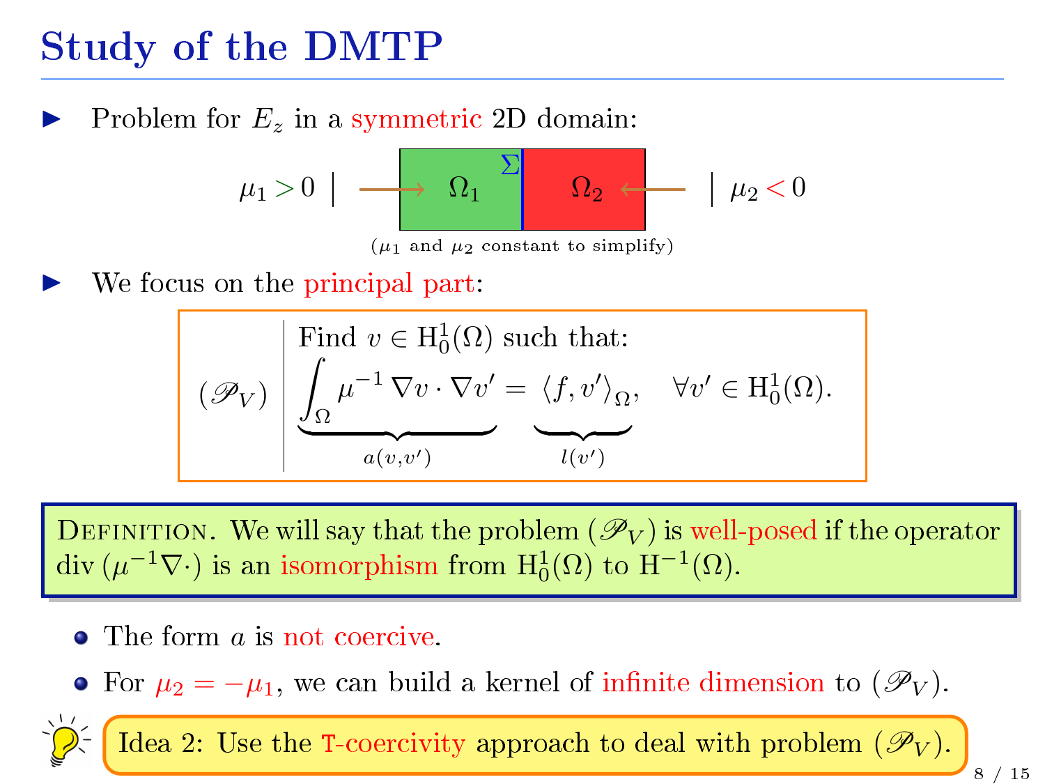# Study of the DMTP

- Problem for $E_z$ in a symmetric 2D domain:

$\mu_1 > 0$ | → $\Omega_1$ $\Sigma$ $\Omega_2$ ← | $\mu_2 < 0$

($\mu_1$ and $\mu_2$ constant to simplify)

- We focus on the principal part:

$$(\mathscr{P}_V) \quad \left| \begin{array}{l} \text{Find } v \in \mathrm{H}^1_0(\Omega) \text{ such that:} \\ \underbrace{\int_\Omega \mu^{-1}\, \nabla v \cdot \nabla v'}_{a(v,v')} = \underbrace{\langle f, v' \rangle_\Omega}_{l(v')}, \quad \forall v' \in \mathrm{H}^1_0(\Omega). \end{array} \right.$$

**Definition.** We will say that the problem $(\mathscr{P}_V)$ is well-posed if the operator $\mathrm{div}\,(\mu^{-1}\nabla\cdot)$ is an isomorphism from $\mathrm{H}^1_0(\Omega)$ to $\mathrm{H}^{-1}(\Omega)$.

- The form $a$ is not coercive.
- For $\mu_2 = -\mu_1$, we can build a kernel of infinite dimension to $(\mathscr{P}_V)$.

Idea 2: Use the T-coercivity approach to deal with problem $(\mathscr{P}_V)$.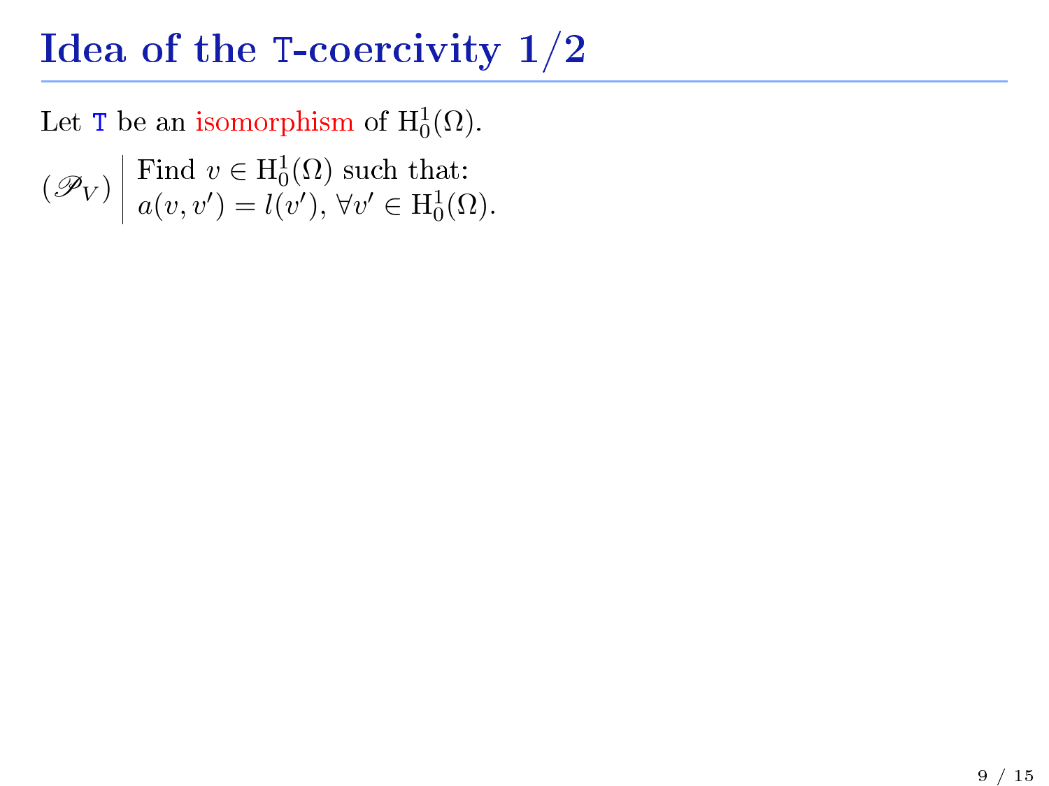# Idea of the $\mathtt{T}$-coercivity 1/2

Let $\mathtt{T}$ be an isomorphism of $\mathrm{H}^1_0(\Omega)$.

$$
(\mathscr{P}_V) \left| \begin{array}{l} \text{Find } v \in \mathrm{H}^1_0(\Omega) \text{ such that:} \\ a(v, v') = l(v'),\ \forall v' \in \mathrm{H}^1_0(\Omega). \end{array} \right.
$$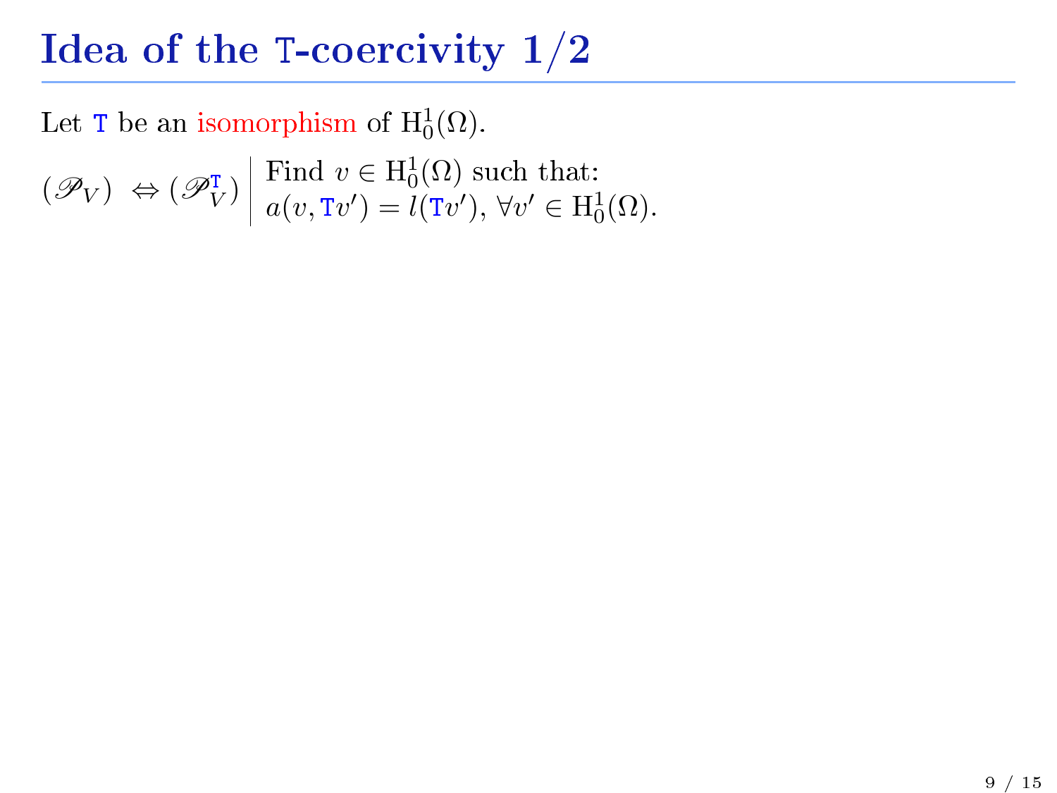# Idea of the T-coercivity 1/2

Let $\mathtt{T}$ be an isomorphism of $\mathrm{H}^1_0(\Omega)$.

$(\mathscr{P}_V) \;\Leftrightarrow (\mathscr{P}_V^{\mathtt{T}})$ | Find $v \in \mathrm{H}^1_0(\Omega)$ such that:
$a(v, \mathtt{T}v') = l(\mathtt{T}v'),\ \forall v' \in \mathrm{H}^1_0(\Omega)$.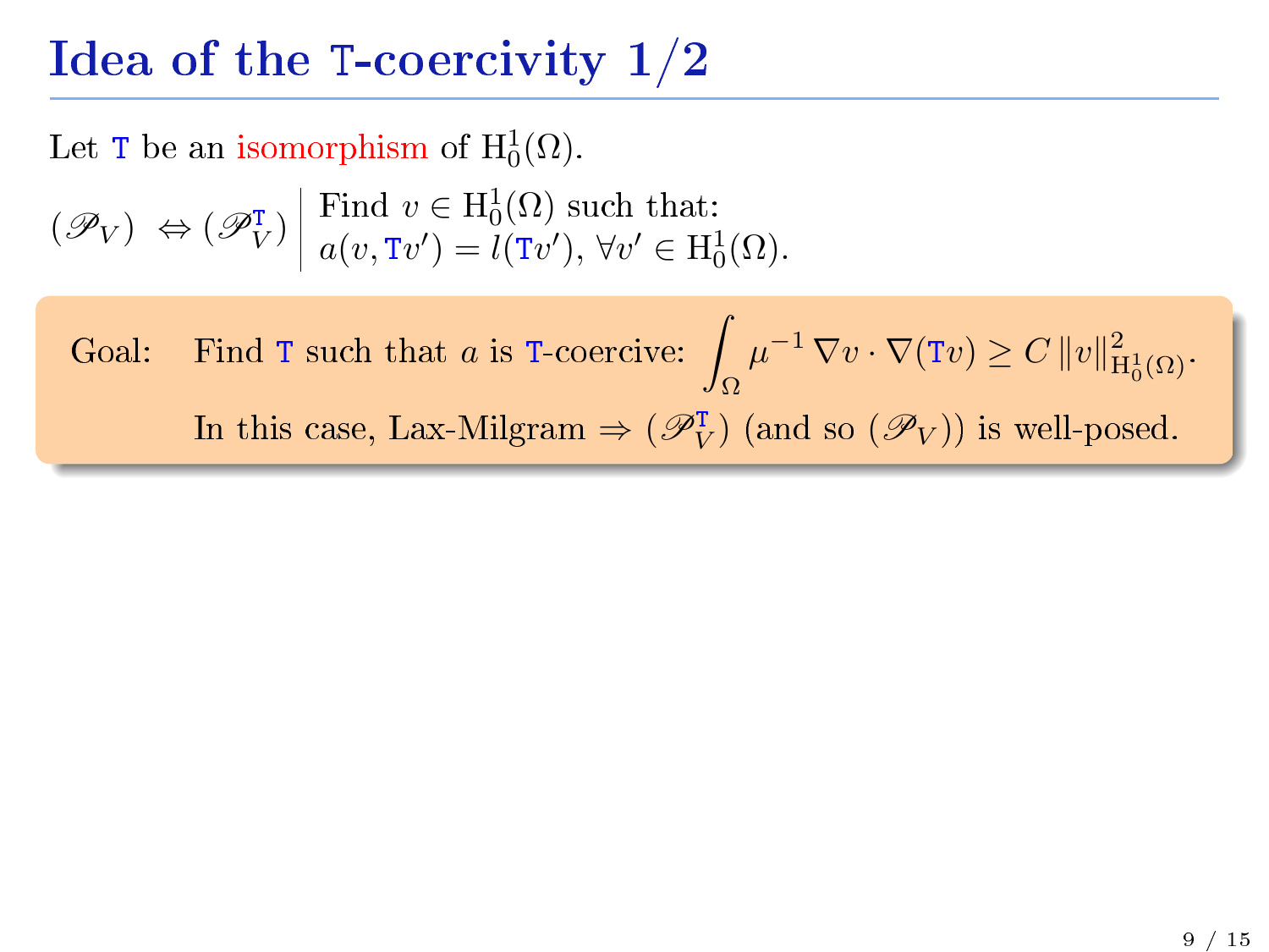# Idea of the T-coercivity 1/2

Let $\mathtt{T}$ be an isomorphism of $\mathrm{H}^1_0(\Omega)$.

$(\mathscr{P}_V) \;\Leftrightarrow (\mathscr{P}_V^{\mathtt{T}})$ | Find $v \in \mathrm{H}^1_0(\Omega)$ such that:
$a(v, \mathtt{T}v') = l(\mathtt{T}v')$, $\forall v' \in \mathrm{H}^1_0(\Omega)$.

Goal: Find $\mathtt{T}$ such that $a$ is $\mathtt{T}$-coercive: $\displaystyle\int_\Omega \mu^{-1}\, \nabla v \cdot \nabla(\mathtt{T}v) \geq C\, \|v\|^2_{\mathrm{H}^1_0(\Omega)}$.

In this case, Lax-Milgram $\Rightarrow$ $(\mathscr{P}_V^{\mathtt{T}})$ (and so $(\mathscr{P}_V)$) is well-posed.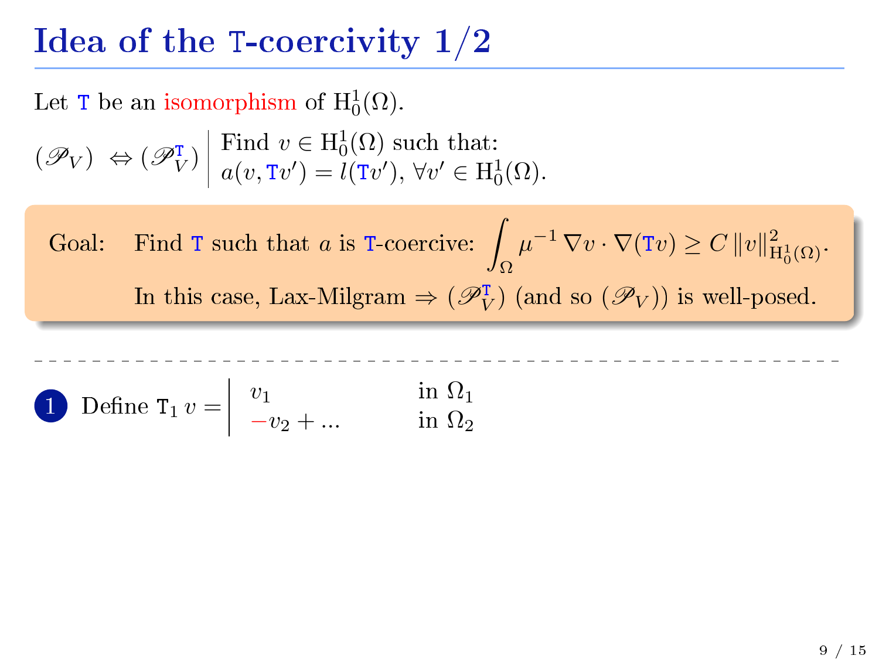# Idea of the $\mathtt{T}$-coercivity 1/2

Let $\mathtt{T}$ be an isomorphism of $\mathrm{H}^1_0(\Omega)$.

$$(\mathscr{P}_V) \;\Leftrightarrow (\mathscr{P}_V^{\mathtt{T}}) \left| \begin{array}{l} \text{Find } v \in \mathrm{H}^1_0(\Omega) \text{ such that:} \\ a(v, \mathtt{T}v') = l(\mathtt{T}v'),\ \forall v' \in \mathrm{H}^1_0(\Omega). \end{array} \right.$$

Goal: Find $\mathtt{T}$ such that $a$ is $\mathtt{T}$-coercive: $\displaystyle\int_\Omega \mu^{-1}\, \nabla v \cdot \nabla(\mathtt{T}v) \geq C\,\|v\|^2_{\mathrm{H}^1_0(\Omega)}$.

In this case, Lax-Milgram $\Rightarrow$ $(\mathscr{P}_V^{\mathtt{T}})$ (and so $(\mathscr{P}_V)$) is well-posed.

---

1. Define $\mathtt{T}_1\, v = \left| \begin{array}{ll} v_1 & \text{in } \Omega_1 \\ -v_2 + ... & \text{in } \Omega_2 \end{array} \right.$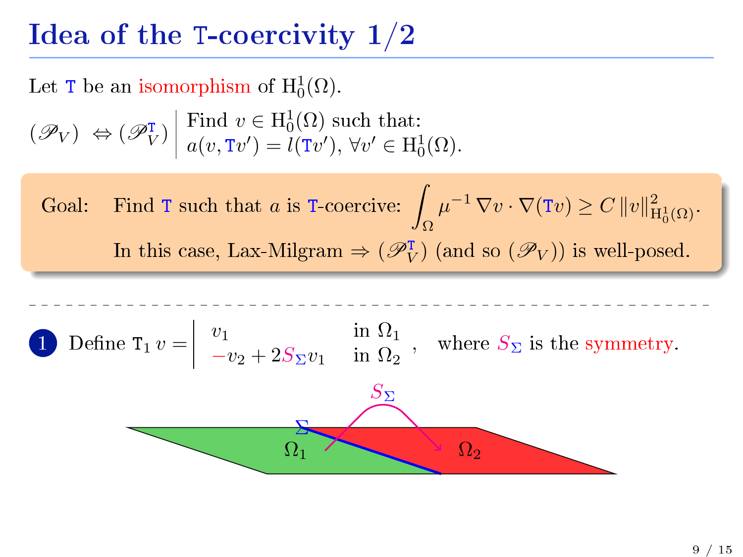# Idea of the T-coercivity 1/2

Let $\mathtt{T}$ be an isomorphism of $\mathrm{H}^1_0(\Omega)$.

$(\mathscr{P}_V) \Leftrightarrow (\mathscr{P}_V^{\mathtt{T}})$ | Find $v \in \mathrm{H}^1_0(\Omega)$ such that: $a(v, \mathtt{T}v') = l(\mathtt{T}v')$, $\forall v' \in \mathrm{H}^1_0(\Omega)$.

**Goal:** Find $\mathtt{T}$ such that $a$ is $\mathtt{T}$-coercive: $\displaystyle\int_\Omega \mu^{-1}\, \nabla v \cdot \nabla(\mathtt{T}v) \geq C\, \|v\|^2_{\mathrm{H}^1_0(\Omega)}$.

In this case, Lax-Milgram $\Rightarrow$ $(\mathscr{P}_V^{\mathtt{T}})$ (and so $(\mathscr{P}_V)$) is well-posed.

---

1. Define $\mathtt{T}_1\, v = \begin{cases} v_1 & \text{in } \Omega_1 \\ -v_2 + 2S_\Sigma v_1 & \text{in } \Omega_2 \end{cases}$, where $S_\Sigma$ is the symmetry.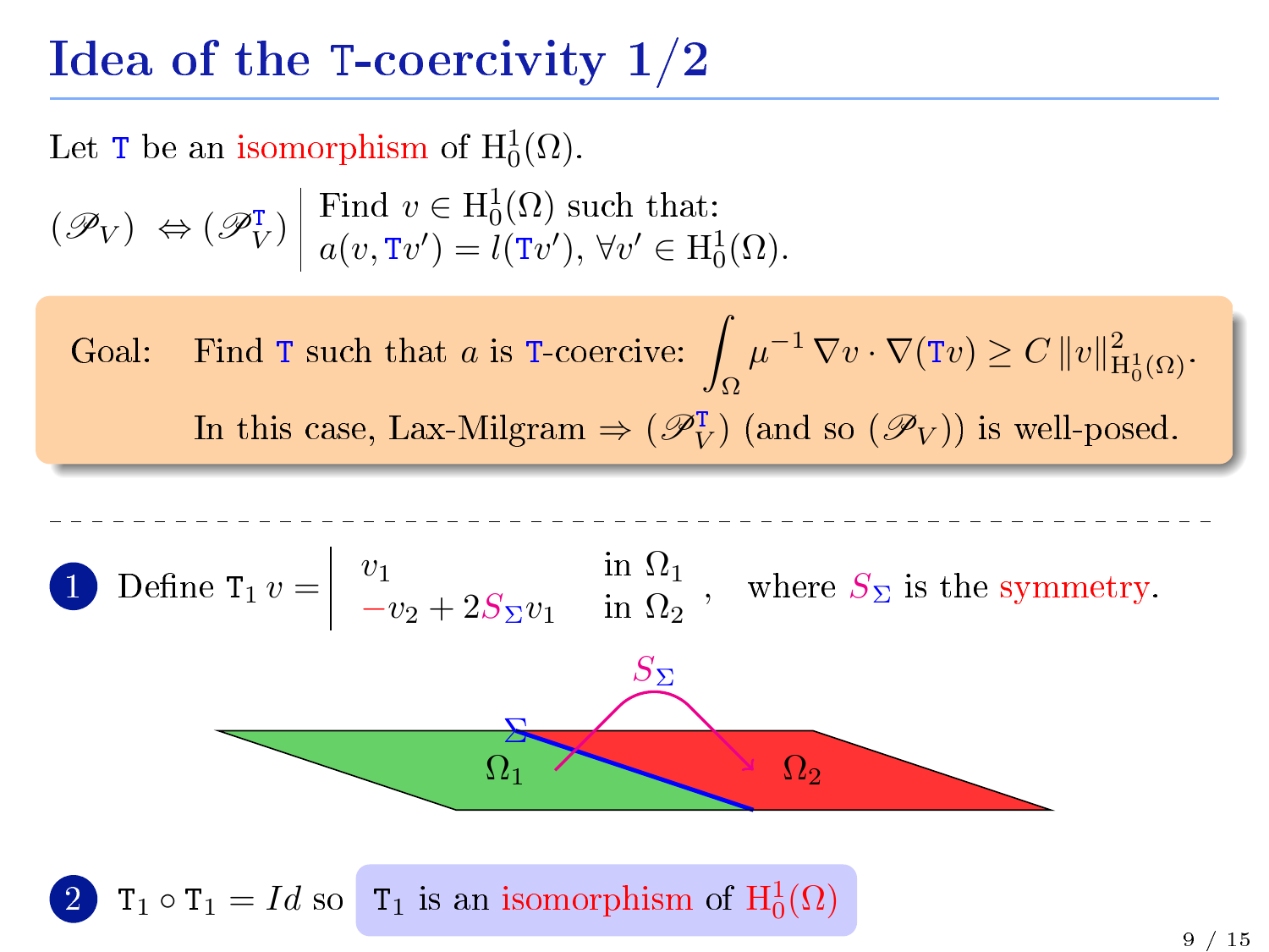# Idea of the T-coercivity 1/2

Let $\mathtt{T}$ be an isomorphism of $\mathrm{H}^1_0(\Omega)$.

$(\mathscr{P}_V) \Leftrightarrow (\mathscr{P}_V^{\mathtt{T}})$ | Find $v \in \mathrm{H}^1_0(\Omega)$ such that: $a(v, \mathtt{T}v') = l(\mathtt{T}v'), \ \forall v' \in \mathrm{H}^1_0(\Omega)$.

**Goal:** Find $\mathtt{T}$ such that $a$ is $\mathtt{T}$-coercive: $\displaystyle\int_\Omega \mu^{-1} \nabla v \cdot \nabla(\mathtt{T}v) \geq C \, \|v\|^2_{\mathrm{H}^1_0(\Omega)}$.

In this case, Lax-Milgram $\Rightarrow$ $(\mathscr{P}_V^{\mathtt{T}})$ (and so $(\mathscr{P}_V)$) is well-posed.

---

1. Define $\mathtt{T}_1\, v = \begin{cases} v_1 & \text{in } \Omega_1 \\ -v_2 + 2 S_\Sigma v_1 & \text{in } \Omega_2 \end{cases}$, where $S_\Sigma$ is the symmetry.

$S_\Sigma$, $\Sigma$, $\Omega_1$, $\Omega_2$

2. $\mathtt{T}_1 \circ \mathtt{T}_1 = Id$ so $\mathtt{T}_1$ is an isomorphism of $\mathrm{H}^1_0(\Omega)$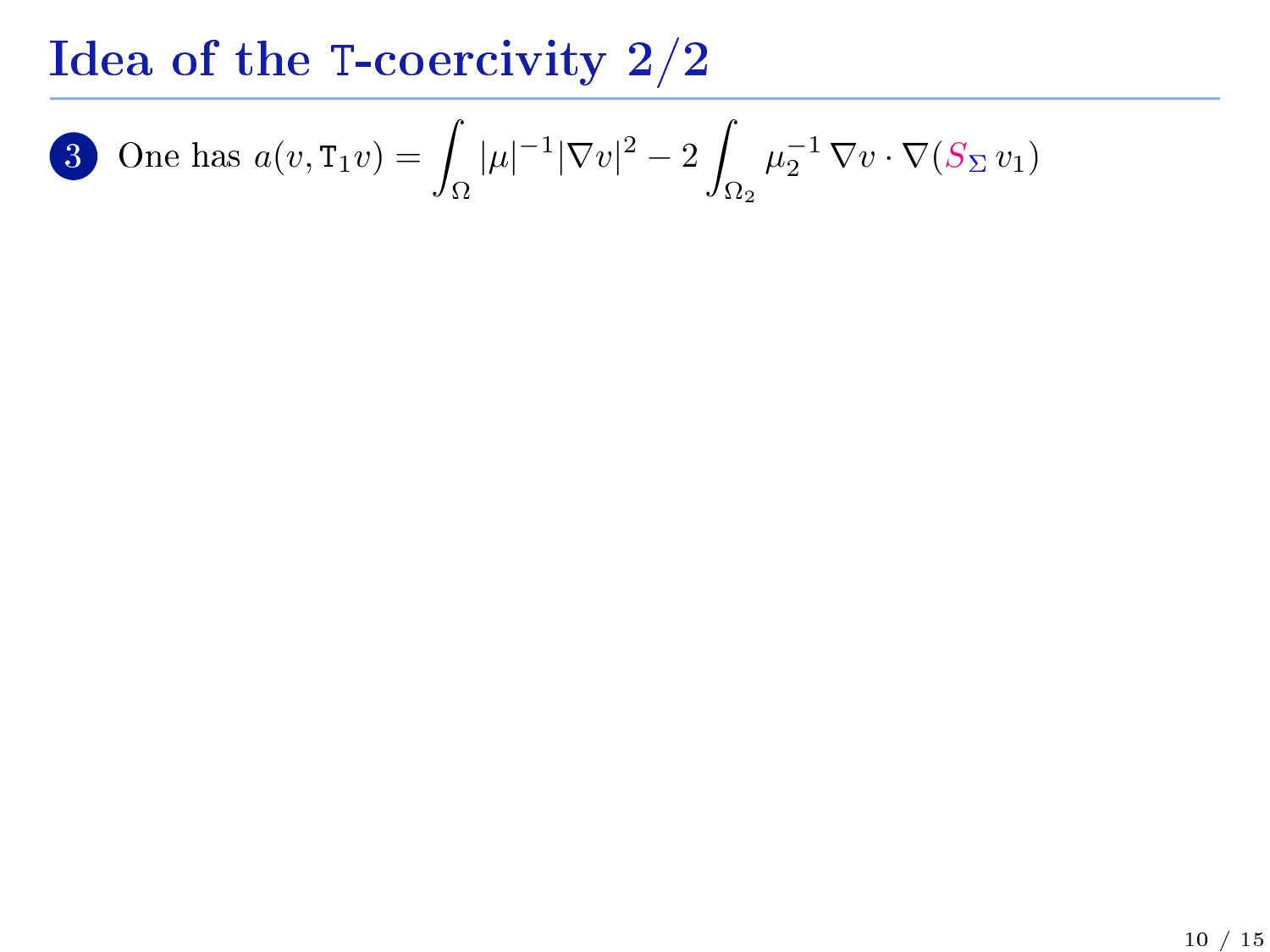# Idea of the T-coercivity 2/2

3. One has $a(v, \mathtt{T}_1 v) = \displaystyle\int_{\Omega} |\mu|^{-1} |\nabla v|^2 - 2 \int_{\Omega_2} \mu_2^{-1} \, \nabla v \cdot \nabla(S_{\Sigma} \, v_1)$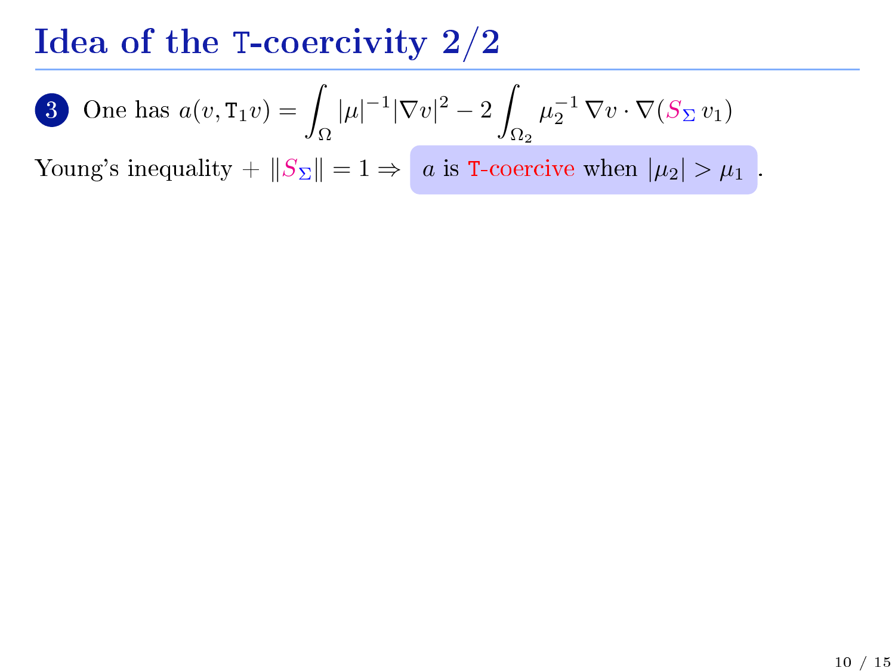# Idea of the T-coercivity 2/2

**3** One has $a(v, \mathtt{T}_1 v) = \displaystyle\int_\Omega |\mu|^{-1} |\nabla v|^2 - 2 \int_{\Omega_2} \mu_2^{-1} \nabla v \cdot \nabla (S_\Sigma \, v_1)$

Young's inequality + $\|S_\Sigma\| = 1 \Rightarrow$ $a$ is T-coercive when $|\mu_2| > \mu_1$ .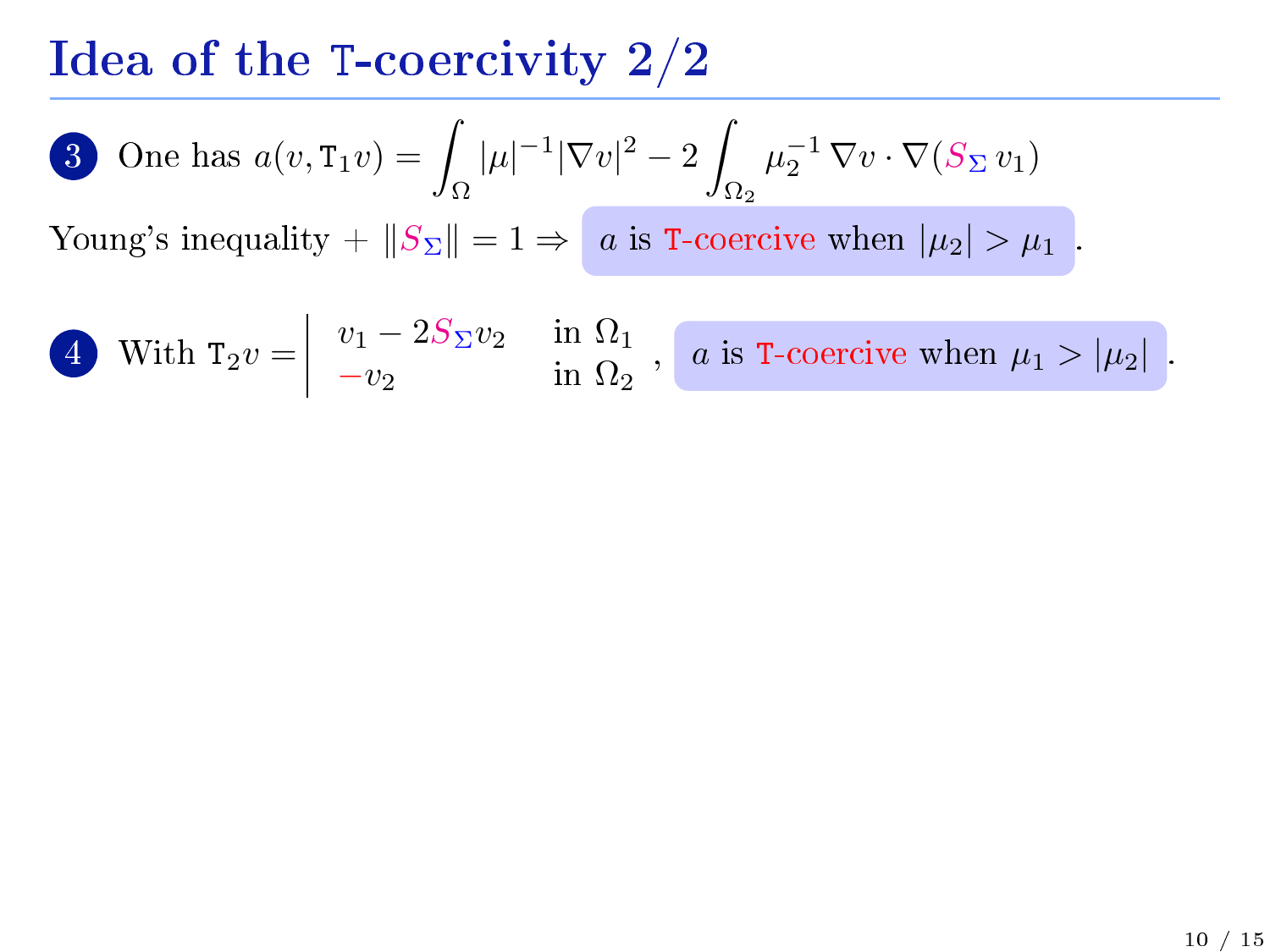# Idea of the T-coercivity 2/2

**3** One has $a(v, \mathtt{T}_1 v) = \displaystyle\int_\Omega |\mu|^{-1} |\nabla v|^2 - 2\int_{\Omega_2} \mu_2^{-1}\, \nabla v \cdot \nabla (S_\Sigma\, v_1)$

Young's inequality + $\|S_\Sigma\| = 1 \Rightarrow$ $a$ is T-coercive when $|\mu_2| > \mu_1$.

**4** With $\mathtt{T}_2 v = \left| \begin{array}{ll} v_1 - 2S_\Sigma v_2 & \text{in } \Omega_1 \\ -v_2 & \text{in } \Omega_2 \end{array} \right.$, $a$ is T-coercive when $\mu_1 > |\mu_2|$.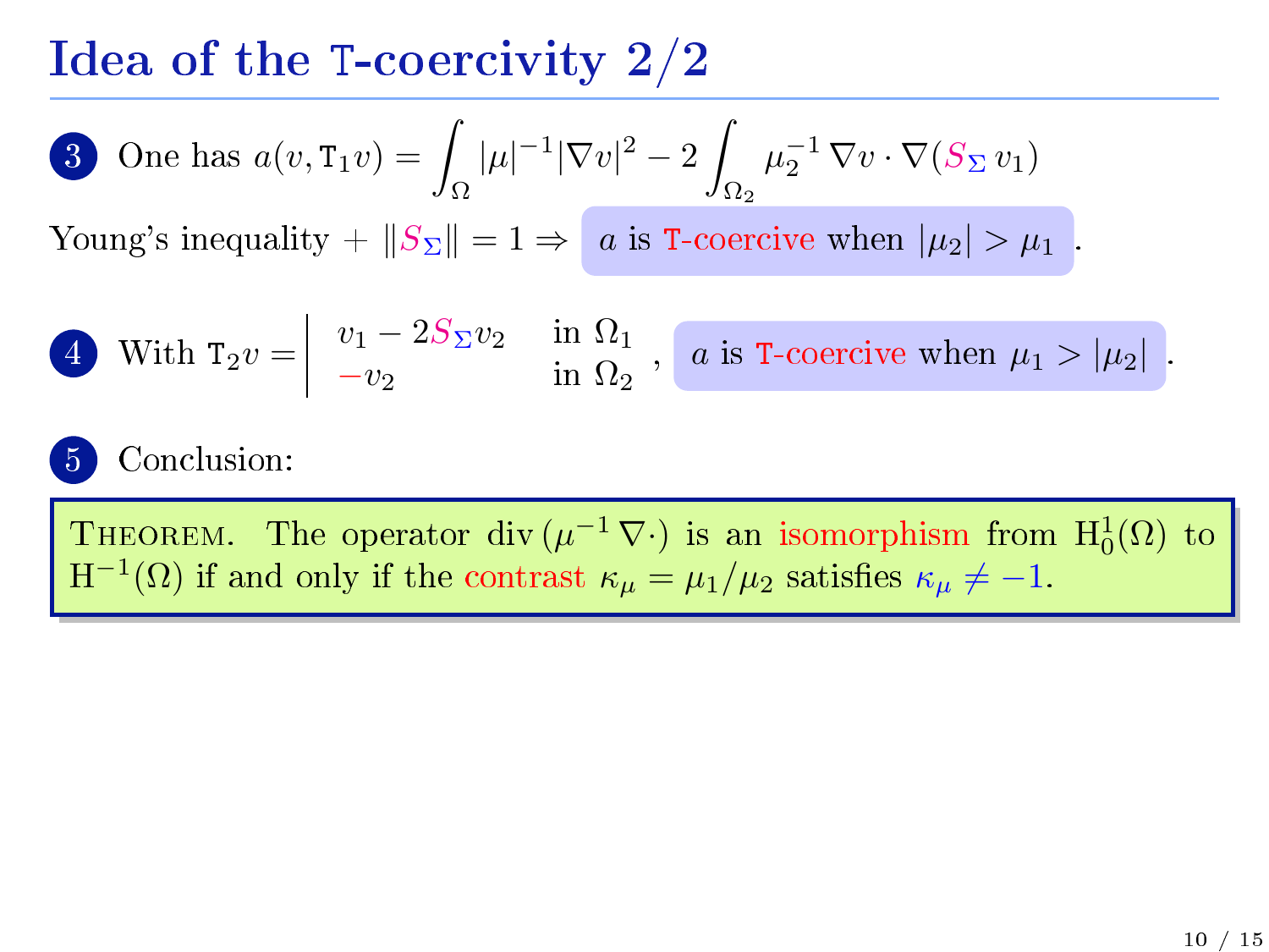# Idea of the T-coercivity 2/2

3. One has $a(v, \mathtt{T}_1 v) = \displaystyle\int_\Omega |\mu|^{-1} |\nabla v|^2 - 2 \int_{\Omega_2} \mu_2^{-1} \nabla v \cdot \nabla(S_\Sigma\, v_1)$

Young's inequality + $\|S_\Sigma\| = 1 \Rightarrow$ $a$ is T-coercive when $|\mu_2| > \mu_1$.

4. With $\mathtt{T}_2 v = \left| \begin{array}{ll} v_1 - 2S_\Sigma v_2 & \text{in } \Omega_1 \\ -v_2 & \text{in } \Omega_2 \end{array} \right.$, $a$ is T-coercive when $\mu_1 > |\mu_2|$.

5. Conclusion:

**Theorem.** The operator $\operatorname{div}(\mu^{-1} \nabla \cdot)$ is an isomorphism from $\mathrm{H}_0^1(\Omega)$ to $\mathrm{H}^{-1}(\Omega)$ if and only if the contrast $\kappa_\mu = \mu_1/\mu_2$ satisfies $\kappa_\mu \neq -1$.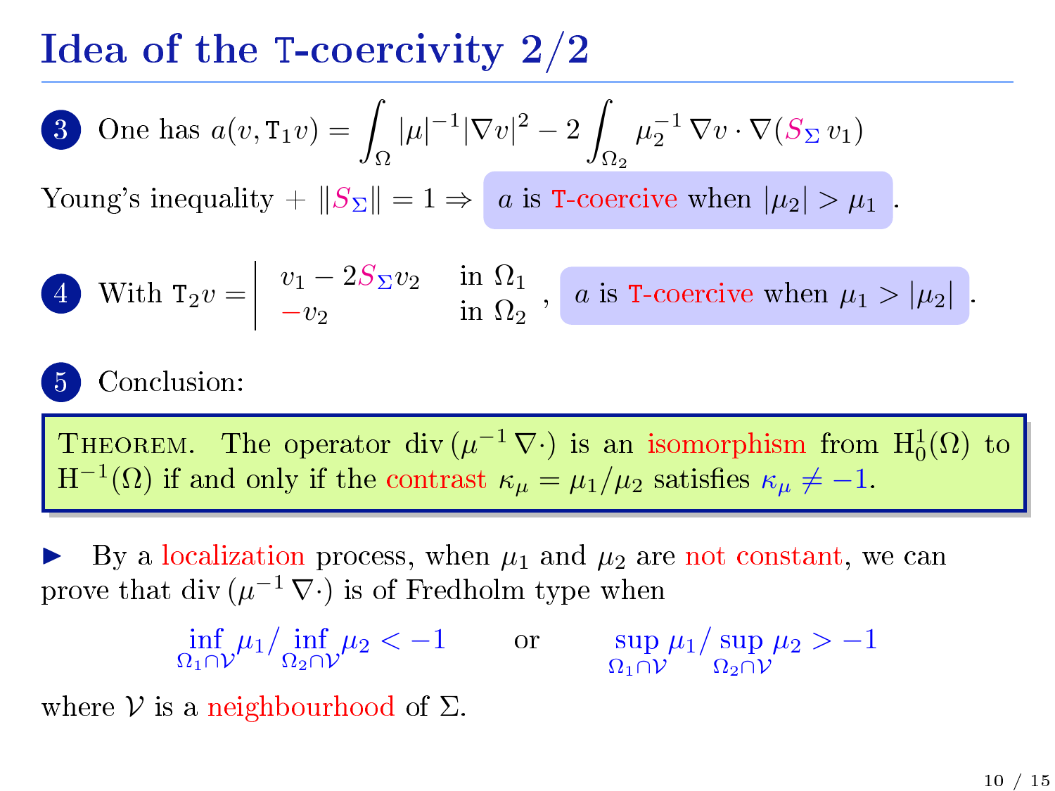# Idea of the T-coercivity 2/2

**3** One has $a(v, \mathtt{T}_1 v) = \displaystyle\int_\Omega |\mu|^{-1} |\nabla v|^2 - 2 \int_{\Omega_2} \mu_2^{-1} \nabla v \cdot \nabla (S_\Sigma\, v_1)$

Young's inequality + $\|S_\Sigma\| = 1 \Rightarrow$ $a$ is T-coercive when $|\mu_2| > \mu_1$.

**4** With $\mathtt{T}_2 v = \left| \begin{array}{ll} v_1 - 2 S_\Sigma v_2 & \text{in } \Omega_1 \\ -v_2 & \text{in } \Omega_2 \end{array} \right.$, $a$ is T-coercive when $\mu_1 > |\mu_2|$.

**5** Conclusion:

> **Theorem.** The operator $\operatorname{div}(\mu^{-1} \nabla \cdot)$ is an isomorphism from $\mathrm{H}^1_0(\Omega)$ to $\mathrm{H}^{-1}(\Omega)$ if and only if the contrast $\kappa_\mu = \mu_1/\mu_2$ satisfies $\kappa_\mu \neq -1$.

- By a localization process, when $\mu_1$ and $\mu_2$ are not constant, we can prove that $\operatorname{div}(\mu^{-1} \nabla \cdot)$ is of Fredholm type when

$$\inf_{\Omega_1 \cap \mathcal{V}} \mu_1 / \inf_{\Omega_2 \cap \mathcal{V}} \mu_2 < -1 \qquad \text{or} \qquad \sup_{\Omega_1 \cap \mathcal{V}} \mu_1 / \sup_{\Omega_2 \cap \mathcal{V}} \mu_2 > -1$$

where $\mathcal{V}$ is a neighbourhood of $\Sigma$.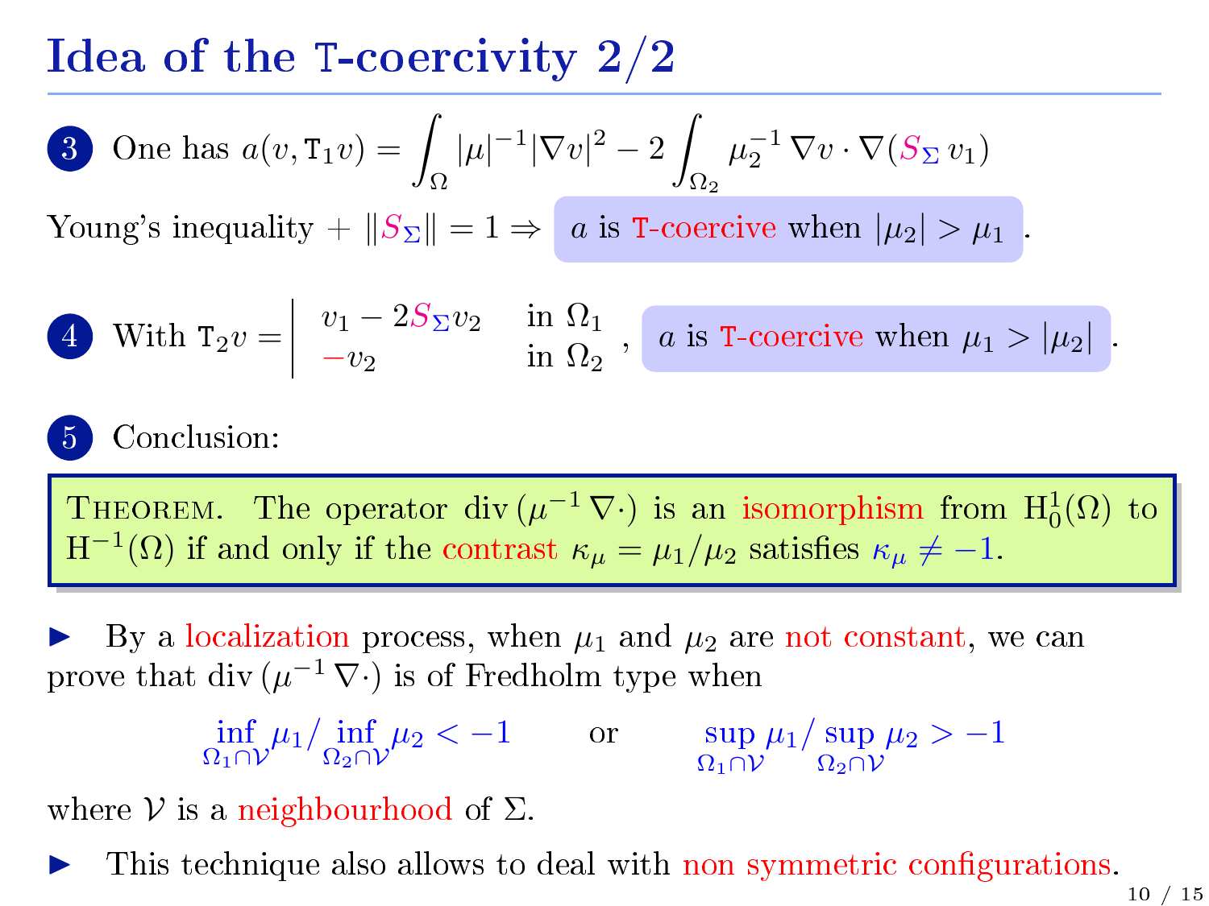# Idea of the T-coercivity 2/2

**3** One has $a(v, \mathtt{T}_1 v) = \displaystyle\int_\Omega |\mu|^{-1}|\nabla v|^2 - 2\int_{\Omega_2} \mu_2^{-1}\,\nabla v \cdot \nabla(S_\Sigma\, v_1)$

Young's inequality + $\|S_\Sigma\| = 1 \Rightarrow$ $a$ is T-coercive when $|\mu_2| > \mu_1$.

**4** With $\mathtt{T}_2 v = \left| \begin{array}{ll} v_1 - 2S_\Sigma v_2 & \text{in } \Omega_1 \\ -v_2 & \text{in } \Omega_2 \end{array} \right.$ , $a$ is T-coercive when $\mu_1 > |\mu_2|$.

**5** Conclusion:

> THEOREM. The operator $\operatorname{div}(\mu^{-1}\nabla\cdot)$ is an isomorphism from $\mathrm{H}^1_0(\Omega)$ to $\mathrm{H}^{-1}(\Omega)$ if and only if the contrast $\kappa_\mu = \mu_1/\mu_2$ satisfies $\kappa_\mu \neq -1$.

- By a localization process, when $\mu_1$ and $\mu_2$ are not constant, we can prove that $\operatorname{div}(\mu^{-1}\nabla\cdot)$ is of Fredholm type when

$$\inf_{\Omega_1\cap\mathcal{V}} \mu_1 / \inf_{\Omega_2\cap\mathcal{V}} \mu_2 < -1 \qquad \text{or} \qquad \sup_{\Omega_1\cap\mathcal{V}} \mu_1 / \sup_{\Omega_2\cap\mathcal{V}} \mu_2 > -1$$

where $\mathcal{V}$ is a neighbourhood of $\Sigma$.

- This technique also allows to deal with non symmetric configurations.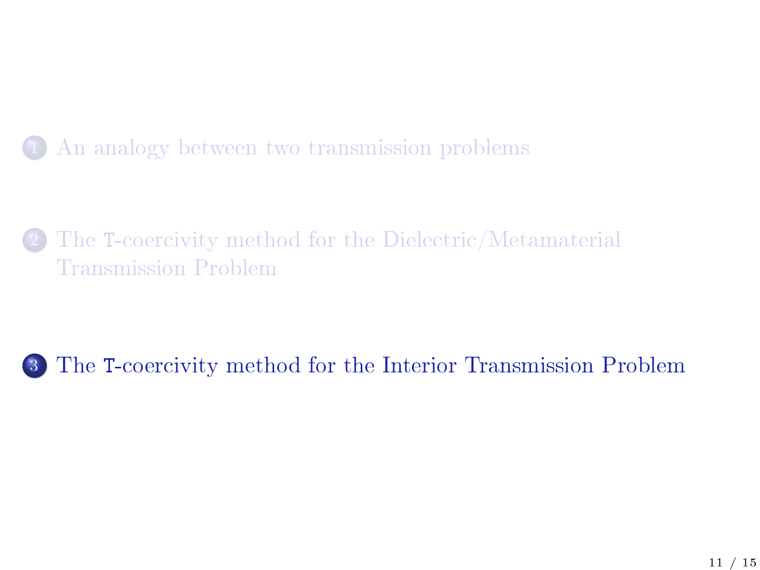1. An analogy between two transmission problems

2. The `T`-coercivity method for the Dielectric/Metamaterial Transmission Problem

3. The `T`-coercivity method for the Interior Transmission Problem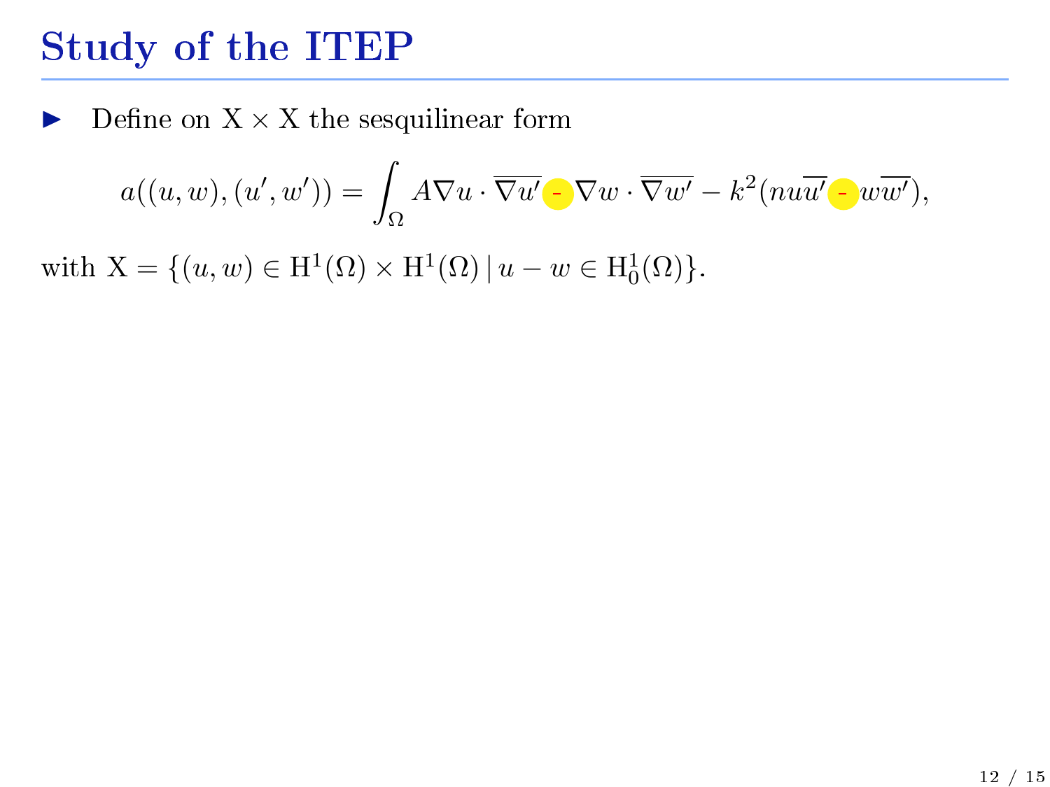# Study of the ITEP

- Define on $\mathrm{X} \times \mathrm{X}$ the sesquilinear form

$$a((u,w),(u',w')) = \int_\Omega A\nabla u \cdot \overline{\nabla u'} - \nabla w \cdot \overline{\nabla w'} - k^2(nu\overline{u'} - w\overline{w'}),$$

with $\mathrm{X} = \{(u,w) \in \mathrm{H}^1(\Omega) \times \mathrm{H}^1(\Omega) \,|\, u - w \in \mathrm{H}^1_0(\Omega)\}$.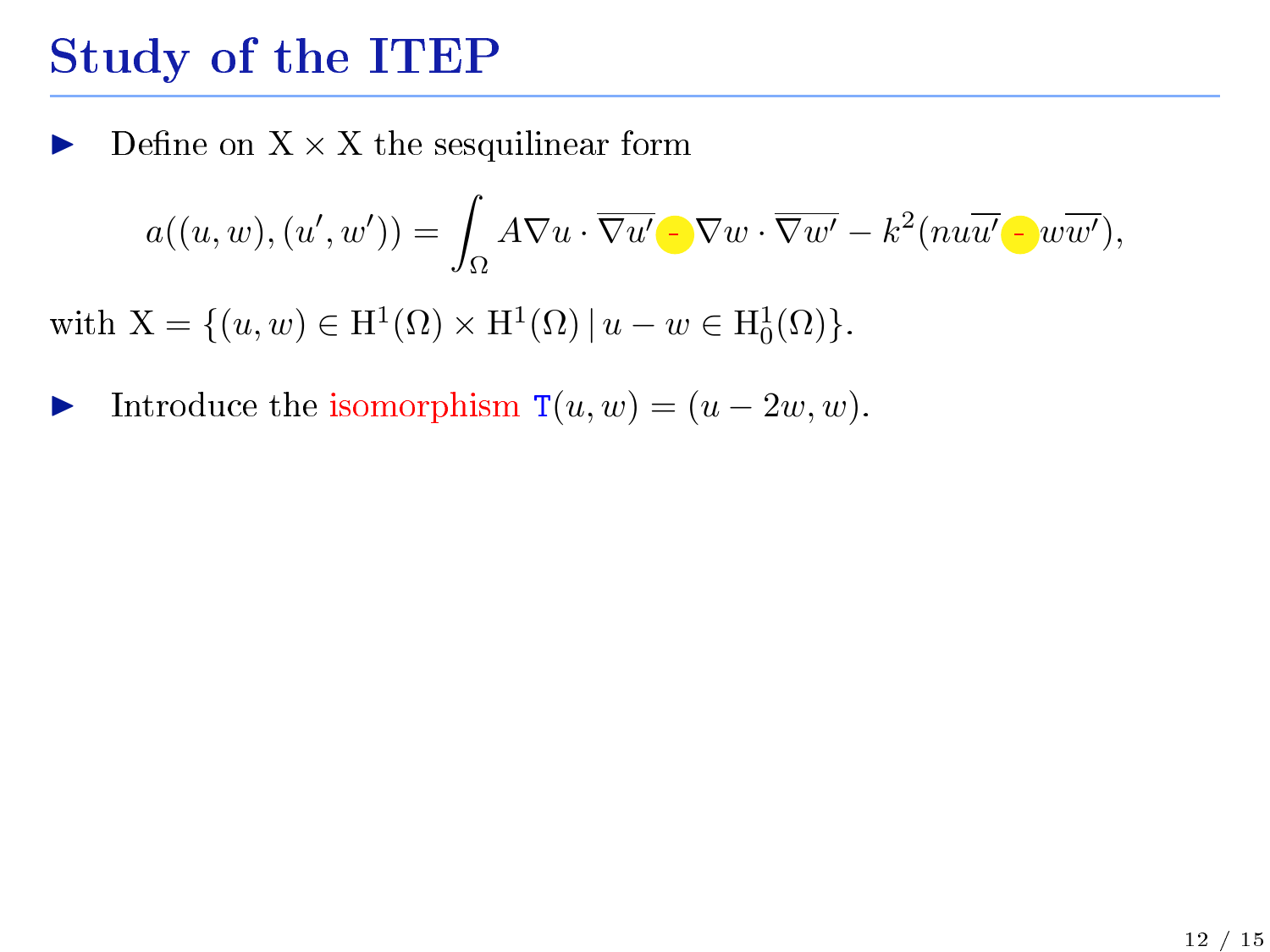## Study of the ITEP

- Define on $X \times X$ the sesquilinear form

$$a((u,w),(u',w')) = \int_\Omega A\nabla u \cdot \overline{\nabla u'} - \nabla w \cdot \overline{\nabla w'} - k^2(nu\overline{u'} - w\overline{w'}),$$

with $X = \{(u,w) \in H^1(\Omega) \times H^1(\Omega) \,|\, u - w \in H^1_0(\Omega)\}$.

- Introduce the isomorphism $T(u,w) = (u - 2w, w)$.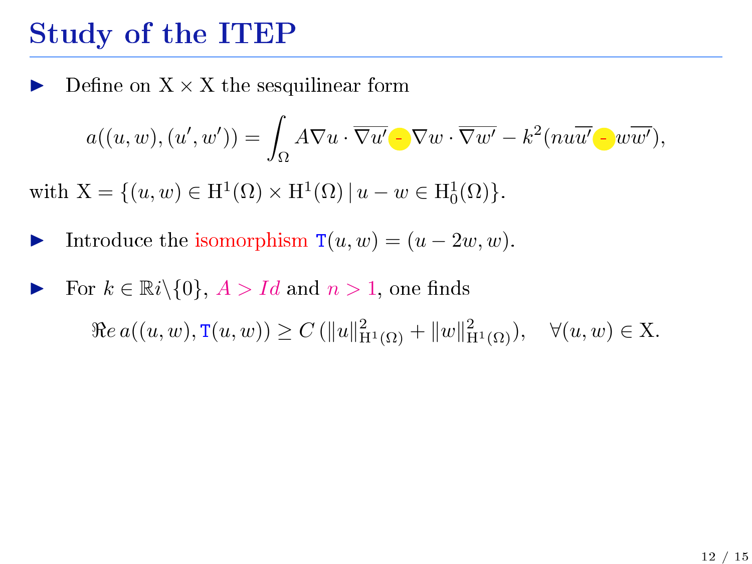## Study of the ITEP

- Define on $\mathrm{X} \times \mathrm{X}$ the sesquilinear form

$$a((u,w),(u',w')) = \int_\Omega A\nabla u \cdot \overline{\nabla u'} - \nabla w \cdot \overline{\nabla w'} - k^2(nu\overline{u'} - w\overline{w'}),$$

with $\mathrm{X} = \{(u,w) \in \mathrm{H}^1(\Omega) \times \mathrm{H}^1(\Omega) \,|\, u - w \in \mathrm{H}^1_0(\Omega)\}$.

- Introduce the isomorphism $\mathtt{T}(u,w) = (u - 2w, w)$.

- For $k \in \mathbb{R}i\backslash\{0\}$, $A > Id$ and $n > 1$, one finds

$$\Re e\, a((u,w), \mathtt{T}(u,w)) \geq C\,(\|u\|^2_{\mathrm{H}^1(\Omega)} + \|w\|^2_{\mathrm{H}^1(\Omega)}), \quad \forall (u,w) \in \mathrm{X}.$$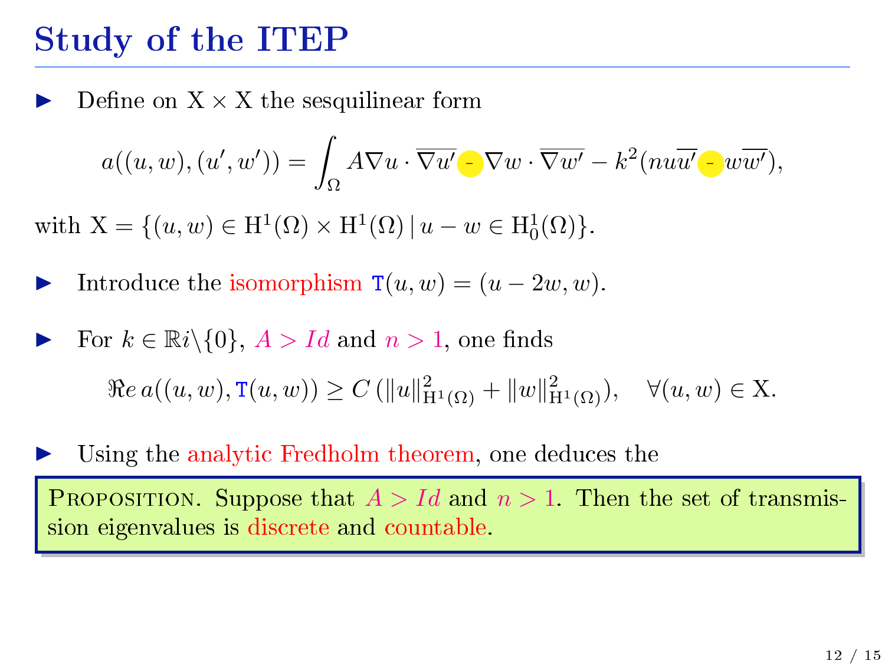# Study of the ITEP

- Define on $\mathrm{X} \times \mathrm{X}$ the sesquilinear form

$$a((u,w),(u',w')) = \int_\Omega A\nabla u \cdot \overline{\nabla u'} - \nabla w \cdot \overline{\nabla w'} - k^2(nu\overline{u'} - w\overline{w'}),$$

with $\mathrm{X} = \{(u,w) \in \mathrm{H}^1(\Omega) \times \mathrm{H}^1(\Omega) \,|\, u - w \in \mathrm{H}^1_0(\Omega)\}$.

- Introduce the isomorphism $\mathtt{T}(u,w) = (u - 2w, w)$.

- For $k \in \mathbb{R}i \backslash \{0\}$, $A > Id$ and $n > 1$, one finds

$$\Re e\, a((u,w), \mathtt{T}(u,w)) \geq C\, (\|u\|^2_{\mathrm{H}^1(\Omega)} + \|w\|^2_{\mathrm{H}^1(\Omega)}), \quad \forall (u,w) \in \mathrm{X}.$$

- Using the analytic Fredholm theorem, one deduces the

**Proposition.** Suppose that $A > Id$ and $n > 1$. Then the set of transmission eigenvalues is discrete and countable.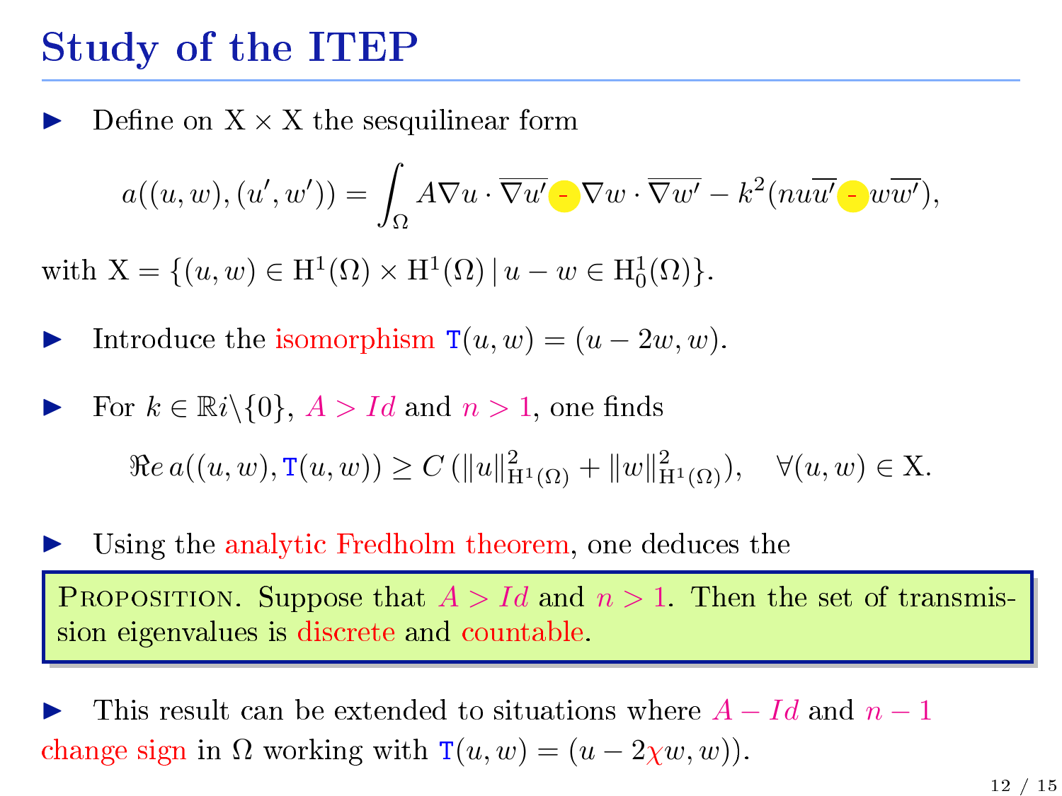# Study of the ITEP

- Define on $\mathrm{X} \times \mathrm{X}$ the sesquilinear form

$$a((u,w),(u',w')) = \int_\Omega A\nabla u \cdot \overline{\nabla u'} - \nabla w \cdot \overline{\nabla w'} - k^2(nu\overline{u'} - w\overline{w'}),$$

with $\mathrm{X} = \{(u,w) \in \mathrm{H}^1(\Omega) \times \mathrm{H}^1(\Omega) \,|\, u - w \in \mathrm{H}^1_0(\Omega)\}$.

- Introduce the isomorphism $\mathtt{T}(u,w) = (u - 2w, w)$.

- For $k \in \mathbb{R}i \backslash \{0\}$, $A > Id$ and $n > 1$, one finds

$$\Re e\, a((u,w), \mathtt{T}(u,w)) \geq C\,(\|u\|^2_{\mathrm{H}^1(\Omega)} + \|w\|^2_{\mathrm{H}^1(\Omega)}), \quad \forall (u,w) \in \mathrm{X}.$$

- Using the analytic Fredholm theorem, one deduces the

> **Proposition.** Suppose that $A > Id$ and $n > 1$. Then the set of transmission eigenvalues is discrete and countable.

- This result can be extended to situations where $A - Id$ and $n - 1$ change sign in $\Omega$ working with $\mathtt{T}(u,w) = (u - 2\chi w, w)$).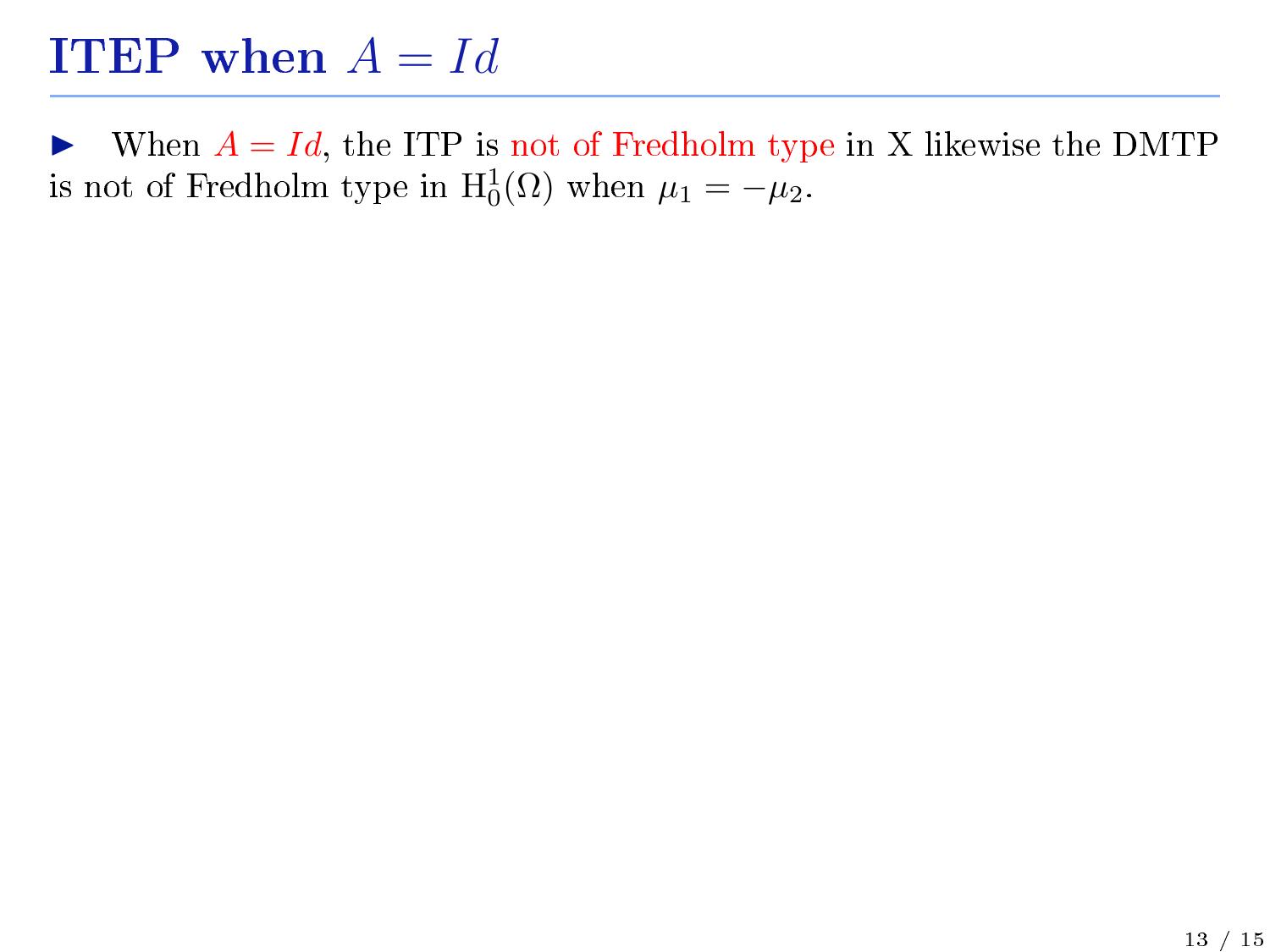# ITEP when $A = Id$

- When $A = Id$, the ITP is not of Fredholm type in X likewise the DMTP is not of Fredholm type in $\mathrm{H}_0^1(\Omega)$ when $\mu_1 = -\mu_2$.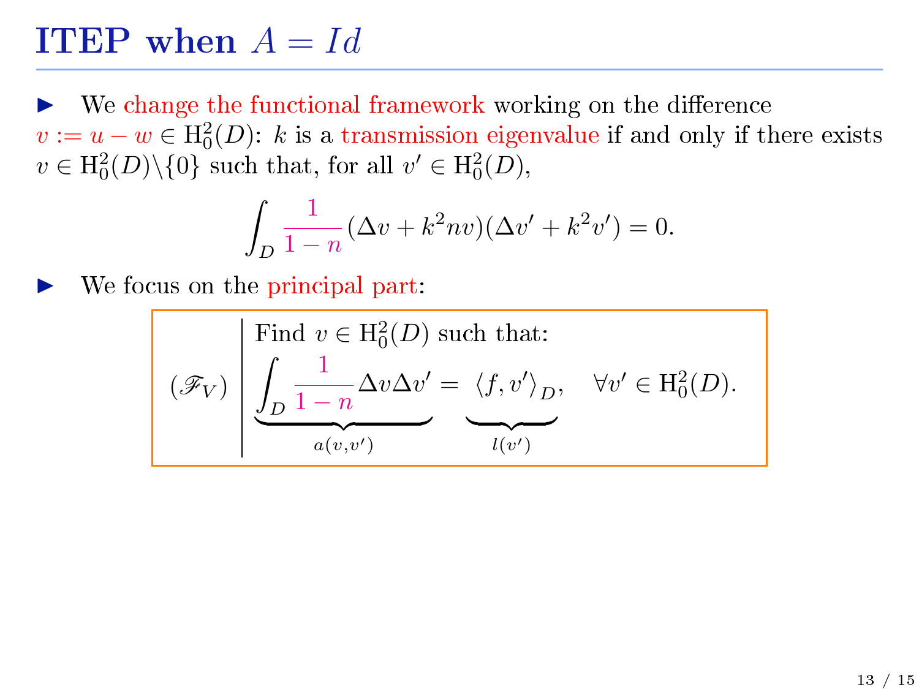# ITEP when $A = Id$

- We change the functional framework working on the difference $v := u - w \in \mathrm{H}^2_0(D)$: $k$ is a transmission eigenvalue if and only if there exists $v \in \mathrm{H}^2_0(D) \backslash \{0\}$ such that, for all $v' \in \mathrm{H}^2_0(D)$,

$$\int_D \frac{1}{1-n}(\Delta v + k^2 n v)(\Delta v' + k^2 v') = 0.$$

- We focus on the principal part:

$$(\mathscr{F}_V) \left| \begin{array}{l} \text{Find } v \in \mathrm{H}^2_0(D) \text{ such that:} \\ \underbrace{\int_D \frac{1}{1-n} \Delta v \Delta v'}_{a(v,v')} = \underbrace{\langle f, v' \rangle_D}_{l(v')}, \quad \forall v' \in \mathrm{H}^2_0(D). \end{array} \right.$$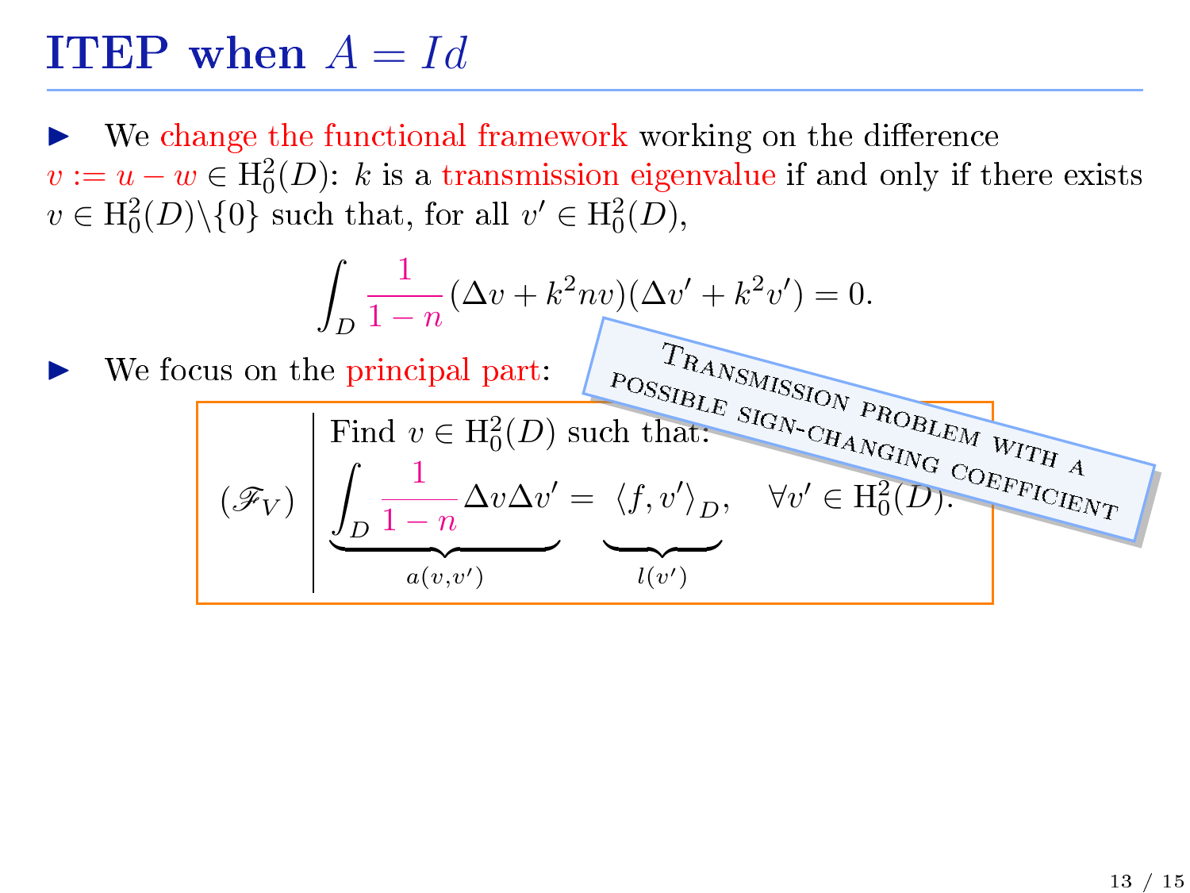# ITEP when $A = Id$

- We change the functional framework working on the difference $v := u - w \in \mathrm{H}^2_0(D)$: $k$ is a transmission eigenvalue if and only if there exists $v \in \mathrm{H}^2_0(D) \backslash \{0\}$ such that, for all $v' \in \mathrm{H}^2_0(D)$,

$$\int_D \frac{1}{1-n}(\Delta v + k^2 n v)(\Delta v' + k^2 v') = 0.$$

- We focus on the principal part:

$$(\mathscr{F}_V) \quad \left| \begin{array}{l} \text{Find } v \in \mathrm{H}^2_0(D) \text{ such that:} \\ \underbrace{\int_D \frac{1}{1-n} \Delta v \Delta v'}_{a(v,v')} = \underbrace{\langle f, v' \rangle_D}_{l(v')}, \quad \forall v' \in \mathrm{H}^2_0(D). \end{array} \right.$$

**Transmission problem with a possible sign-changing coefficient**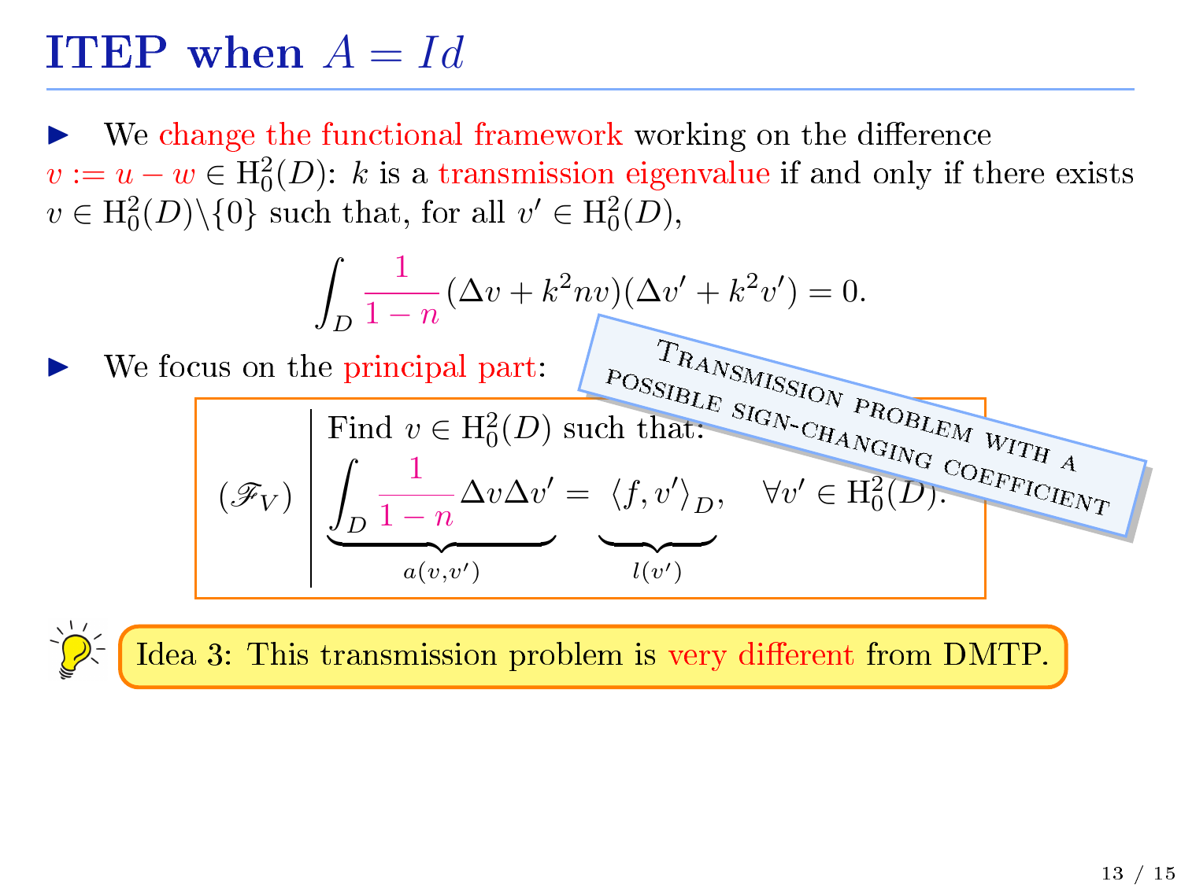# ITEP when $A = Id$

- We change the functional framework working on the difference $v := u - w \in \mathrm{H}_0^2(D)$: $k$ is a transmission eigenvalue if and only if there exists $v \in \mathrm{H}_0^2(D)\backslash\{0\}$ such that, for all $v' \in \mathrm{H}_0^2(D)$,

$$\int_D \frac{1}{1-n}(\Delta v + k^2 n v)(\Delta v' + k^2 v') = 0.$$

- We focus on the principal part:

$$(\mathscr{F}_V) \left| \begin{array}{l} \text{Find } v \in \mathrm{H}_0^2(D) \text{ such that:} \\ \underbrace{\displaystyle\int_D \frac{1}{1-n} \Delta v \Delta v'}_{a(v,v')} = \underbrace{\langle f, v' \rangle_D}_{l(v')}, \quad \forall v' \in \mathrm{H}_0^2(D). \end{array} \right.$$

TRANSMISSION PROBLEM WITH A POSSIBLE SIGN-CHANGING COEFFICIENT

Idea 3: This transmission problem is very different from DMTP.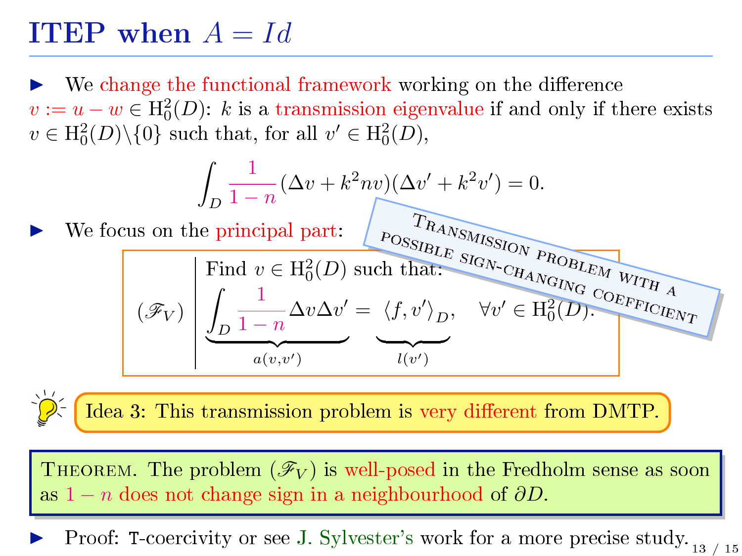# ITEP when $A = Id$

- We change the functional framework working on the difference $v := u - w \in \mathrm{H}^2_0(D)$: $k$ is a transmission eigenvalue if and only if there exists $v \in \mathrm{H}^2_0(D)\backslash\{0\}$ such that, for all $v' \in \mathrm{H}^2_0(D)$,

$$\int_D \frac{1}{1-n}(\Delta v + k^2 n v)(\Delta v' + k^2 v') = 0.$$

- We focus on the principal part:

TRANSMISSION PROBLEM WITH A POSSIBLE SIGN-CHANGING COEFFICIENT

$$(\mathscr{F}_V) \quad \left| \begin{array}{l} \text{Find } v \in \mathrm{H}^2_0(D) \text{ such that:} \\ \underbrace{\displaystyle\int_D \frac{1}{1-n} \Delta v \Delta v'}_{a(v,v')} = \underbrace{\langle f, v' \rangle_D}_{l(v')}, \quad \forall v' \in \mathrm{H}^2_0(D). \end{array} \right.$$

**Idea 3:** This transmission problem is very different from DMTP.

THEOREM. The problem $(\mathscr{F}_V)$ is well-posed in the Fredholm sense as soon as $1 - n$ does not change sign in a neighbourhood of $\partial D$.

- Proof: T-coercivity or see J. Sylvester's work for a more precise study.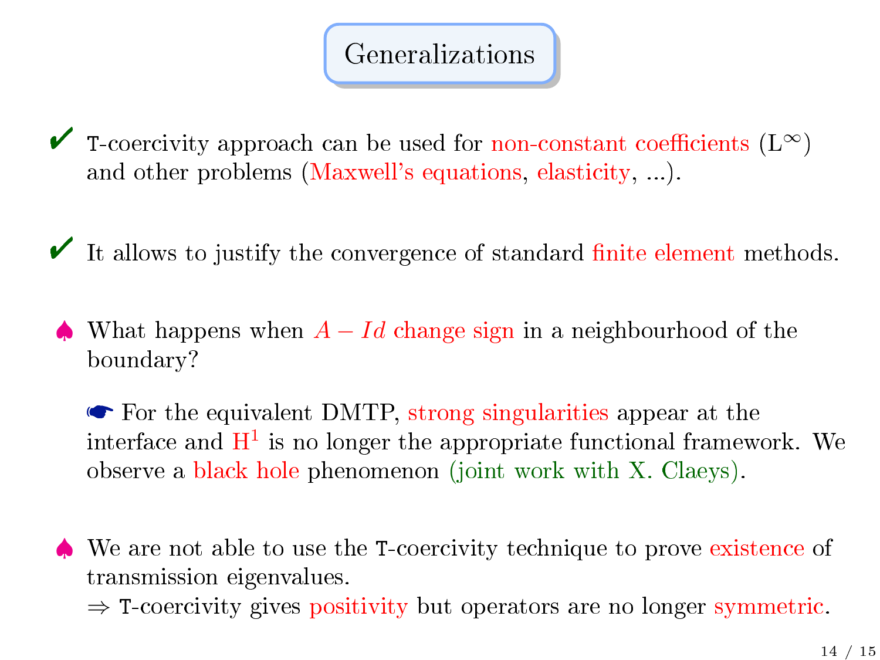# Generalizations

✔ T-coercivity approach can be used for non-constant coefficients ($\mathrm{L}^\infty$) and other problems (Maxwell's equations, elasticity, ...).

✔ It allows to justify the convergence of standard finite element methods.

♠ What happens when $A - Id$ change sign in a neighbourhood of the boundary?

☛ For the equivalent DMTP, strong singularities appear at the interface and $\mathrm{H}^1$ is no longer the appropriate functional framework. We observe a black hole phenomenon (joint work with X. Claeys).

♠ We are not able to use the T-coercivity technique to prove existence of transmission eigenvalues.
$\Rightarrow$ T-coercivity gives positivity but operators are no longer symmetric.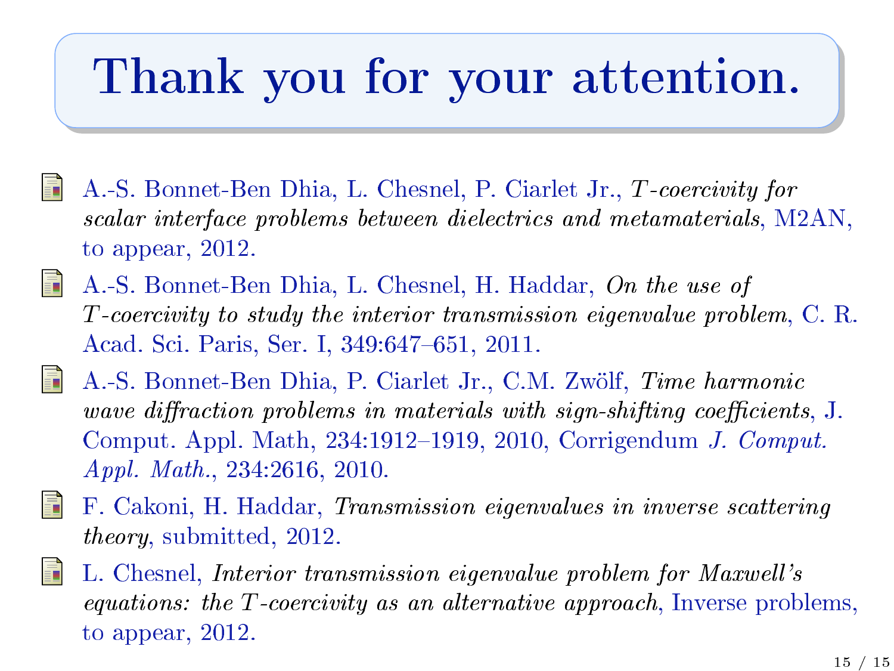# Thank you for your attention.

- A.-S. Bonnet-Ben Dhia, L. Chesnel, P. Ciarlet Jr., *$T$-coercivity for scalar interface problems between dielectrics and metamaterials*, M2AN, to appear, 2012.
- A.-S. Bonnet-Ben Dhia, L. Chesnel, H. Haddar, *On the use of $T$-coercivity to study the interior transmission eigenvalue problem*, C. R. Acad. Sci. Paris, Ser. I, 349:647–651, 2011.
- A.-S. Bonnet-Ben Dhia, P. Ciarlet Jr., C.M. Zwölf, *Time harmonic wave diffraction problems in materials with sign-shifting coefficients*, J. Comput. Appl. Math, 234:1912–1919, 2010, Corrigendum *J. Comput. Appl. Math.*, 234:2616, 2010.
- F. Cakoni, H. Haddar, *Transmission eigenvalues in inverse scattering theory*, submitted, 2012.
- L. Chesnel, *Interior transmission eigenvalue problem for Maxwell's equations: the $T$-coercivity as an alternative approach*, Inverse problems, to appear, 2012.